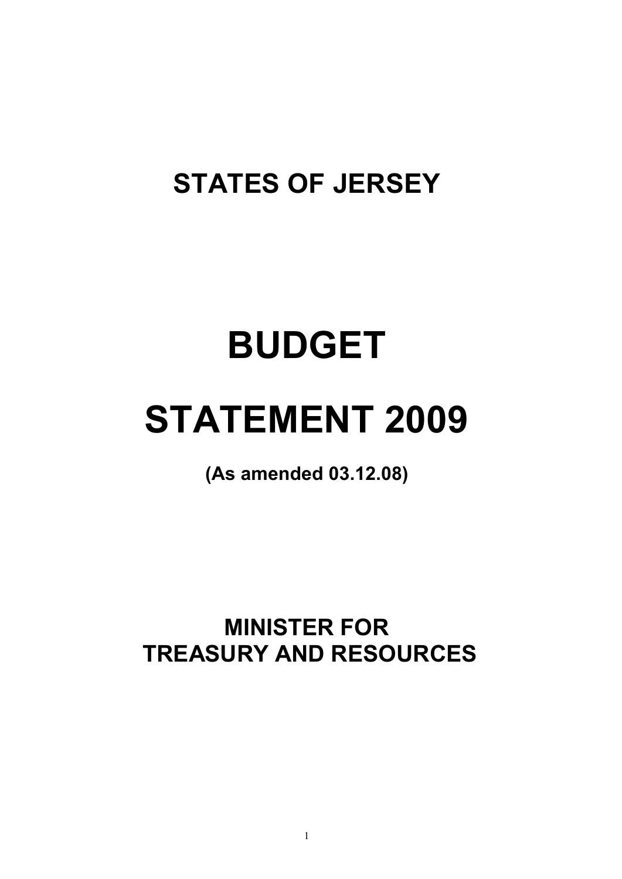# STATES OF JERSEY

# BUDGET

# STATEMENT 2009

**(As amended 03.12.08)**

## MINISTER FOR TREASURY AND RESOURCES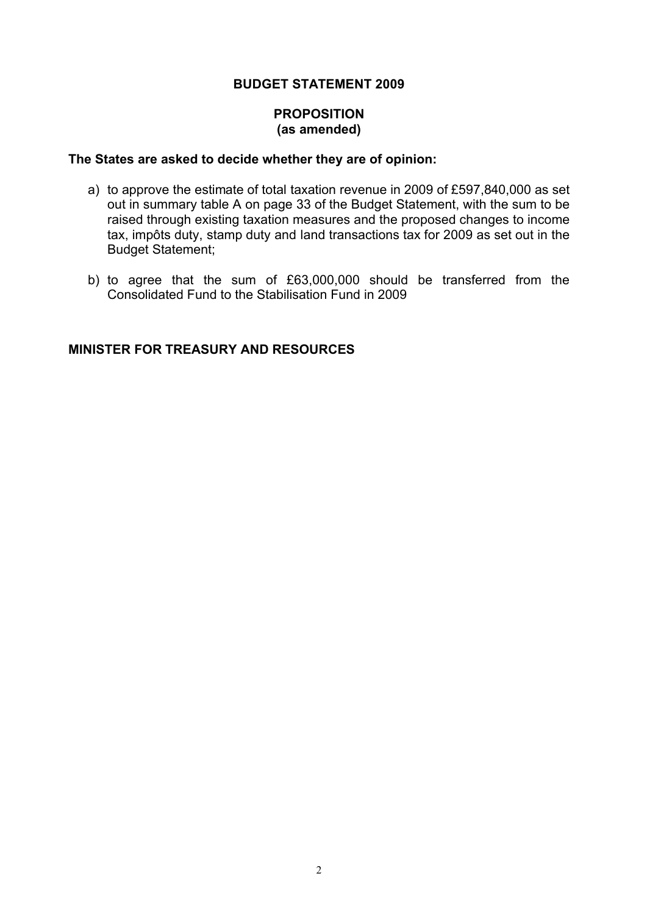## BUDGET STATEMENT 2009

### PROPOSITION
### (as amended)

**The States are asked to decide whether they are of opinion:**

a) to approve the estimate of total taxation revenue in 2009 of £597,840,000 as set out in summary table A on page 33 of the Budget Statement, with the sum to be raised through existing taxation measures and the proposed changes to income tax, impôts duty, stamp duty and land transactions tax for 2009 as set out in the Budget Statement;

b) to agree that the sum of £63,000,000 should be transferred from the Consolidated Fund to the Stabilisation Fund in 2009

**MINISTER FOR TREASURY AND RESOURCES**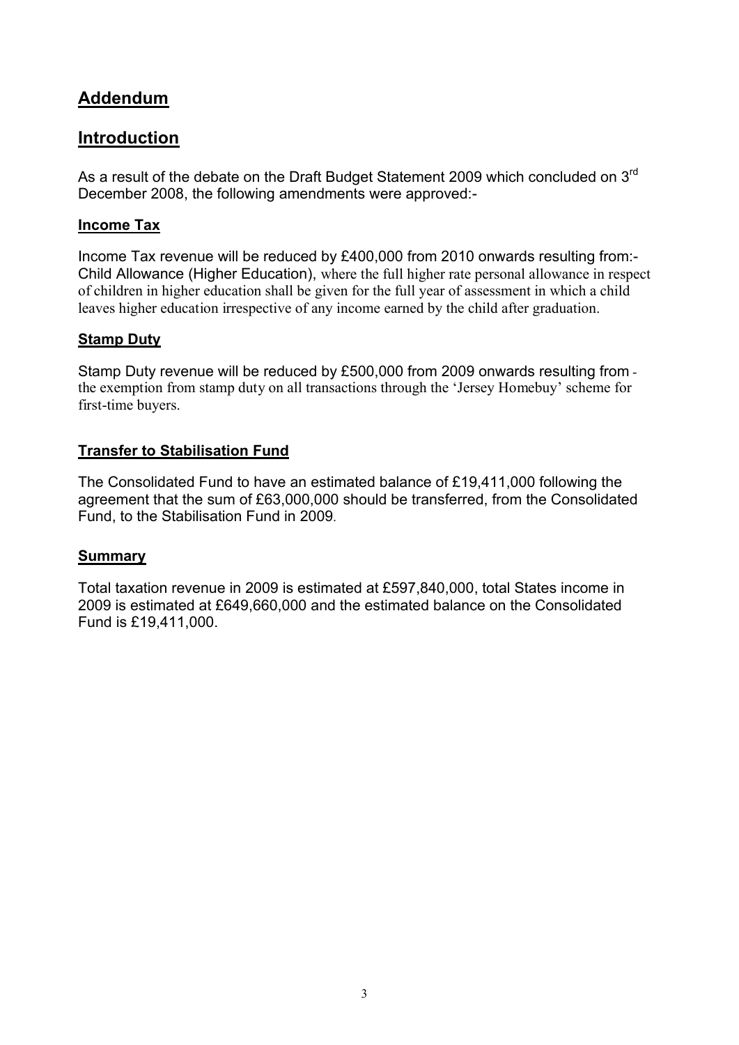## Addendum

## Introduction

As a result of the debate on the Draft Budget Statement 2009 which concluded on 3rd December 2008, the following amendments were approved:-

### Income Tax

Income Tax revenue will be reduced by £400,000 from 2010 onwards resulting from:- Child Allowance (Higher Education), where the full higher rate personal allowance in respect of children in higher education shall be given for the full year of assessment in which a child leaves higher education irrespective of any income earned by the child after graduation.

### Stamp Duty

Stamp Duty revenue will be reduced by £500,000 from 2009 onwards resulting from - the exemption from stamp duty on all transactions through the 'Jersey Homebuy' scheme for first-time buyers.

### Transfer to Stabilisation Fund

The Consolidated Fund to have an estimated balance of £19,411,000 following the agreement that the sum of £63,000,000 should be transferred, from the Consolidated Fund, to the Stabilisation Fund in 2009.

### Summary

Total taxation revenue in 2009 is estimated at £597,840,000, total States income in 2009 is estimated at £649,660,000 and the estimated balance on the Consolidated Fund is £19,411,000.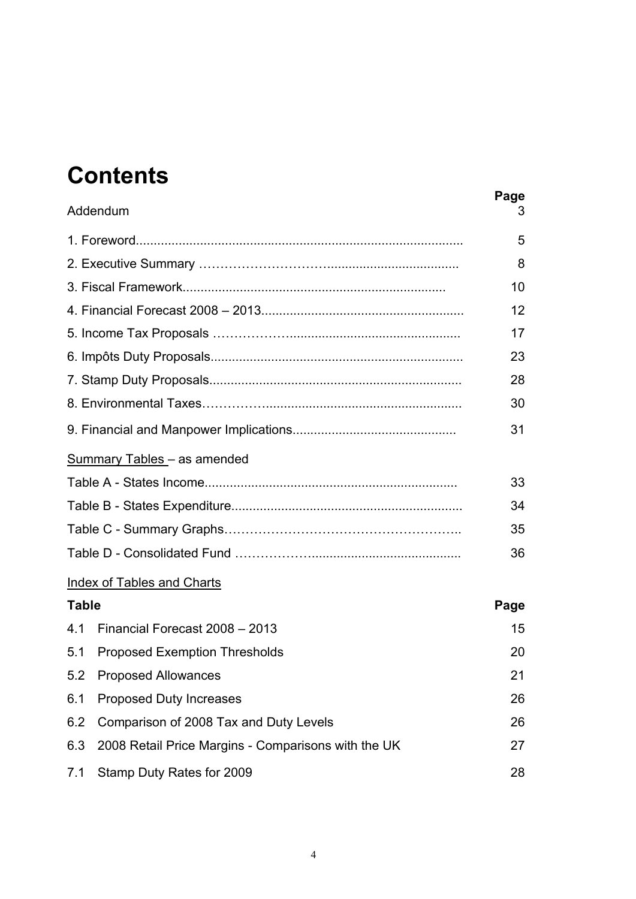# Contents

| | Page |
|---|---|
| Addendum | 3 |
| 1. Foreword | 5 |
| 2. Executive Summary | 8 |
| 3. Fiscal Framework | 10 |
| 4. Financial Forecast 2008 – 2013 | 12 |
| 5. Income Tax Proposals | 17 |
| 6. Impôts Duty Proposals | 23 |
| 7. Stamp Duty Proposals | 28 |
| 8. Environmental Taxes | 30 |
| 9. Financial and Manpower Implications | 31 |

Summary Tables – as amended

| | |
|---|---|
| Table A - States Income | 33 |
| Table B - States Expenditure | 34 |
| Table C - Summary Graphs | 35 |
| Table D - Consolidated Fund | 36 |

Index of Tables and Charts

| Table | | Page |
|---|---|---|
| 4.1 | Financial Forecast 2008 – 2013 | 15 |
| 5.1 | Proposed Exemption Thresholds | 20 |
| 5.2 | Proposed Allowances | 21 |
| 6.1 | Proposed Duty Increases | 26 |
| 6.2 | Comparison of 2008 Tax and Duty Levels | 26 |
| 6.3 | 2008 Retail Price Margins - Comparisons with the UK | 27 |
| 7.1 | Stamp Duty Rates for 2009 | 28 |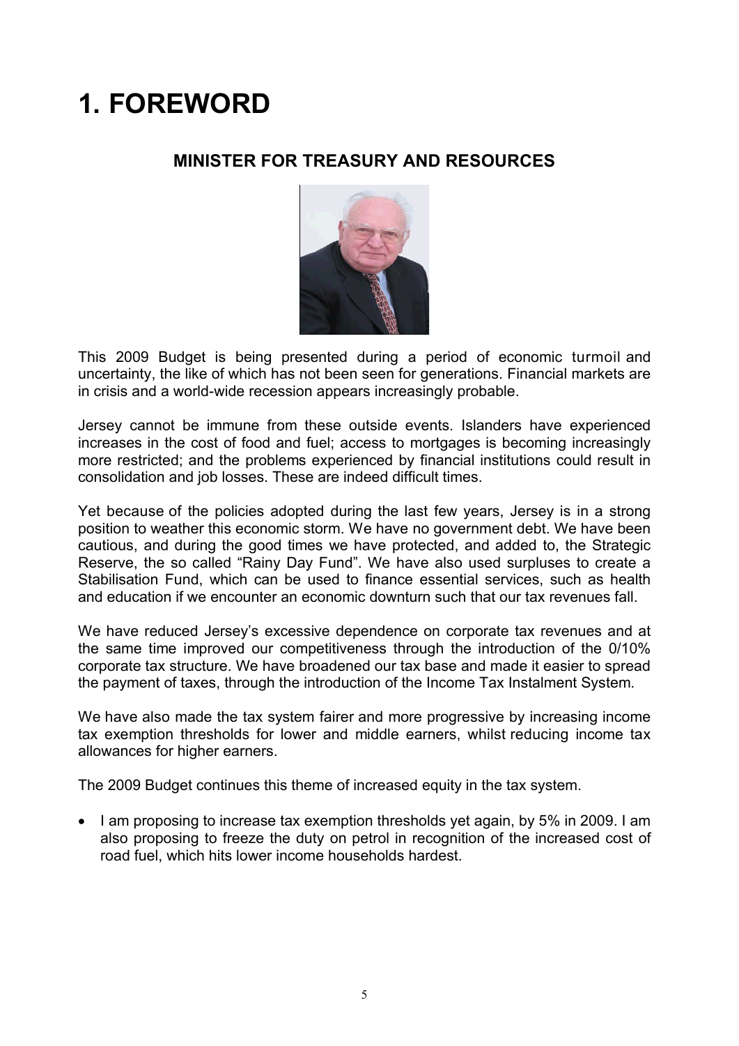# 1. FOREWORD

## MINISTER FOR TREASURY AND RESOURCES

This 2009 Budget is being presented during a period of economic turmoil and uncertainty, the like of which has not been seen for generations. Financial markets are in crisis and a world-wide recession appears increasingly probable.

Jersey cannot be immune from these outside events. Islanders have experienced increases in the cost of food and fuel; access to mortgages is becoming increasingly more restricted; and the problems experienced by financial institutions could result in consolidation and job losses. These are indeed difficult times.

Yet because of the policies adopted during the last few years, Jersey is in a strong position to weather this economic storm. We have no government debt. We have been cautious, and during the good times we have protected, and added to, the Strategic Reserve, the so called "Rainy Day Fund". We have also used surpluses to create a Stabilisation Fund, which can be used to finance essential services, such as health and education if we encounter an economic downturn such that our tax revenues fall.

We have reduced Jersey's excessive dependence on corporate tax revenues and at the same time improved our competitiveness through the introduction of the 0/10% corporate tax structure. We have broadened our tax base and made it easier to spread the payment of taxes, through the introduction of the Income Tax Instalment System.

We have also made the tax system fairer and more progressive by increasing income tax exemption thresholds for lower and middle earners, whilst reducing income tax allowances for higher earners.

The 2009 Budget continues this theme of increased equity in the tax system.

- I am proposing to increase tax exemption thresholds yet again, by 5% in 2009. I am also proposing to freeze the duty on petrol in recognition of the increased cost of road fuel, which hits lower income households hardest.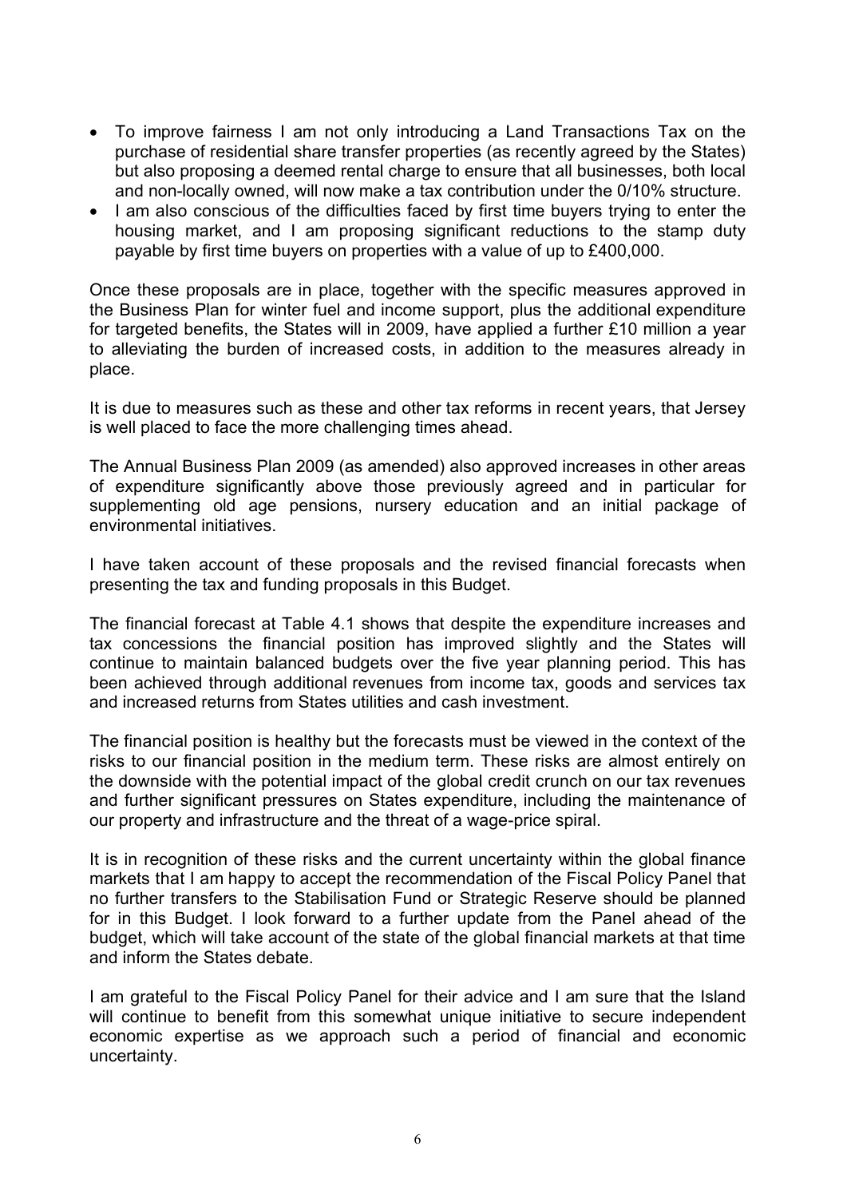- To improve fairness I am not only introducing a Land Transactions Tax on the purchase of residential share transfer properties (as recently agreed by the States) but also proposing a deemed rental charge to ensure that all businesses, both local and non-locally owned, will now make a tax contribution under the 0/10% structure.
- I am also conscious of the difficulties faced by first time buyers trying to enter the housing market, and I am proposing significant reductions to the stamp duty payable by first time buyers on properties with a value of up to £400,000.

Once these proposals are in place, together with the specific measures approved in the Business Plan for winter fuel and income support, plus the additional expenditure for targeted benefits, the States will in 2009, have applied a further £10 million a year to alleviating the burden of increased costs, in addition to the measures already in place.

It is due to measures such as these and other tax reforms in recent years, that Jersey is well placed to face the more challenging times ahead.

The Annual Business Plan 2009 (as amended) also approved increases in other areas of expenditure significantly above those previously agreed and in particular for supplementing old age pensions, nursery education and an initial package of environmental initiatives.

I have taken account of these proposals and the revised financial forecasts when presenting the tax and funding proposals in this Budget.

The financial forecast at Table 4.1 shows that despite the expenditure increases and tax concessions the financial position has improved slightly and the States will continue to maintain balanced budgets over the five year planning period. This has been achieved through additional revenues from income tax, goods and services tax and increased returns from States utilities and cash investment.

The financial position is healthy but the forecasts must be viewed in the context of the risks to our financial position in the medium term. These risks are almost entirely on the downside with the potential impact of the global credit crunch on our tax revenues and further significant pressures on States expenditure, including the maintenance of our property and infrastructure and the threat of a wage-price spiral.

It is in recognition of these risks and the current uncertainty within the global finance markets that I am happy to accept the recommendation of the Fiscal Policy Panel that no further transfers to the Stabilisation Fund or Strategic Reserve should be planned for in this Budget. I look forward to a further update from the Panel ahead of the budget, which will take account of the state of the global financial markets at that time and inform the States debate.

I am grateful to the Fiscal Policy Panel for their advice and I am sure that the Island will continue to benefit from this somewhat unique initiative to secure independent economic expertise as we approach such a period of financial and economic uncertainty.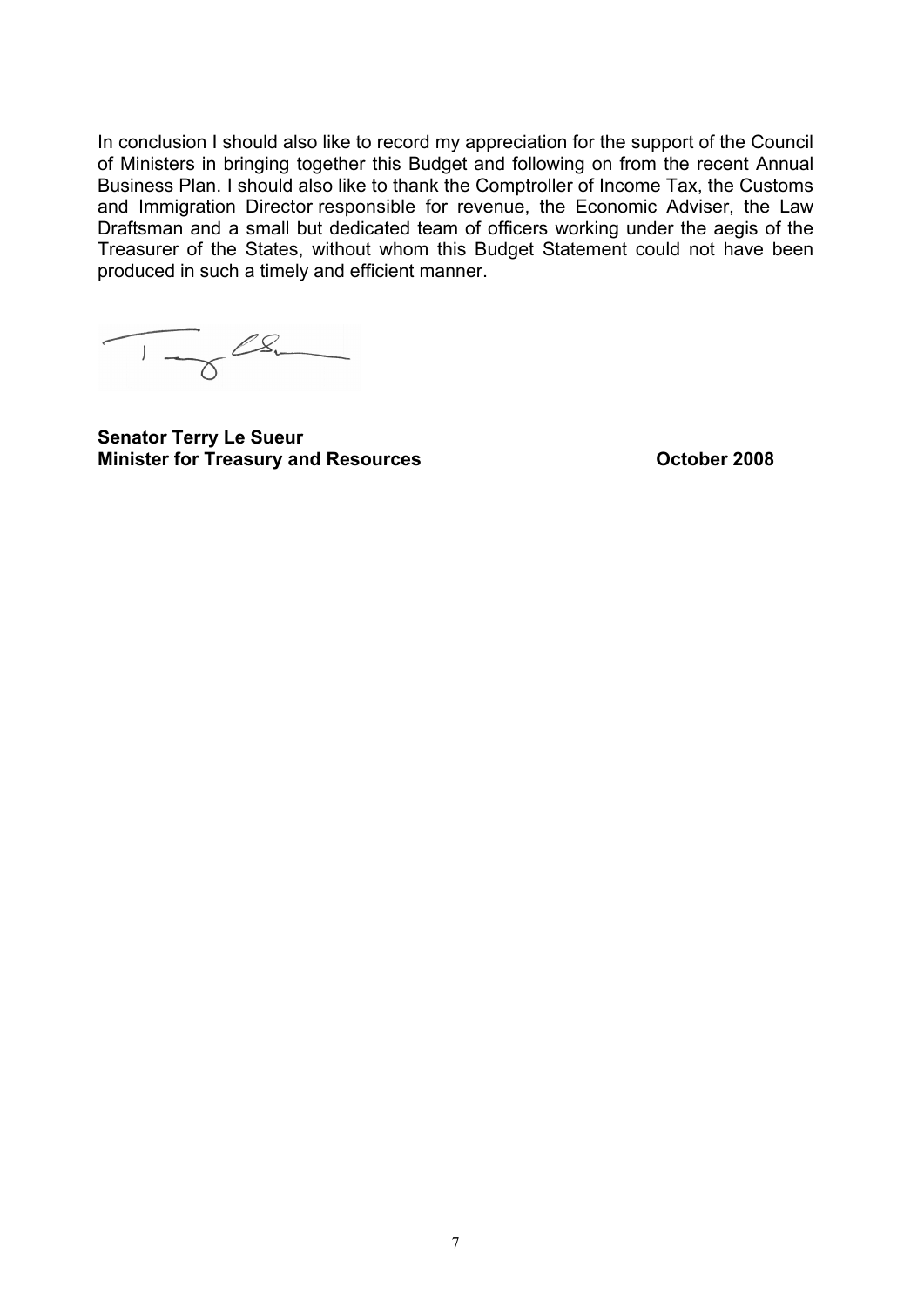In conclusion I should also like to record my appreciation for the support of the Council of Ministers in bringing together this Budget and following on from the recent Annual Business Plan. I should also like to thank the Comptroller of Income Tax, the Customs and Immigration Director responsible for revenue, the Economic Adviser, the Law Draftsman and a small but dedicated team of officers working under the aegis of the Treasurer of the States, without whom this Budget Statement could not have been produced in such a timely and efficient manner.

**Senator Terry Le Sueur**
**Minister for Treasury and Resources** **October 2008**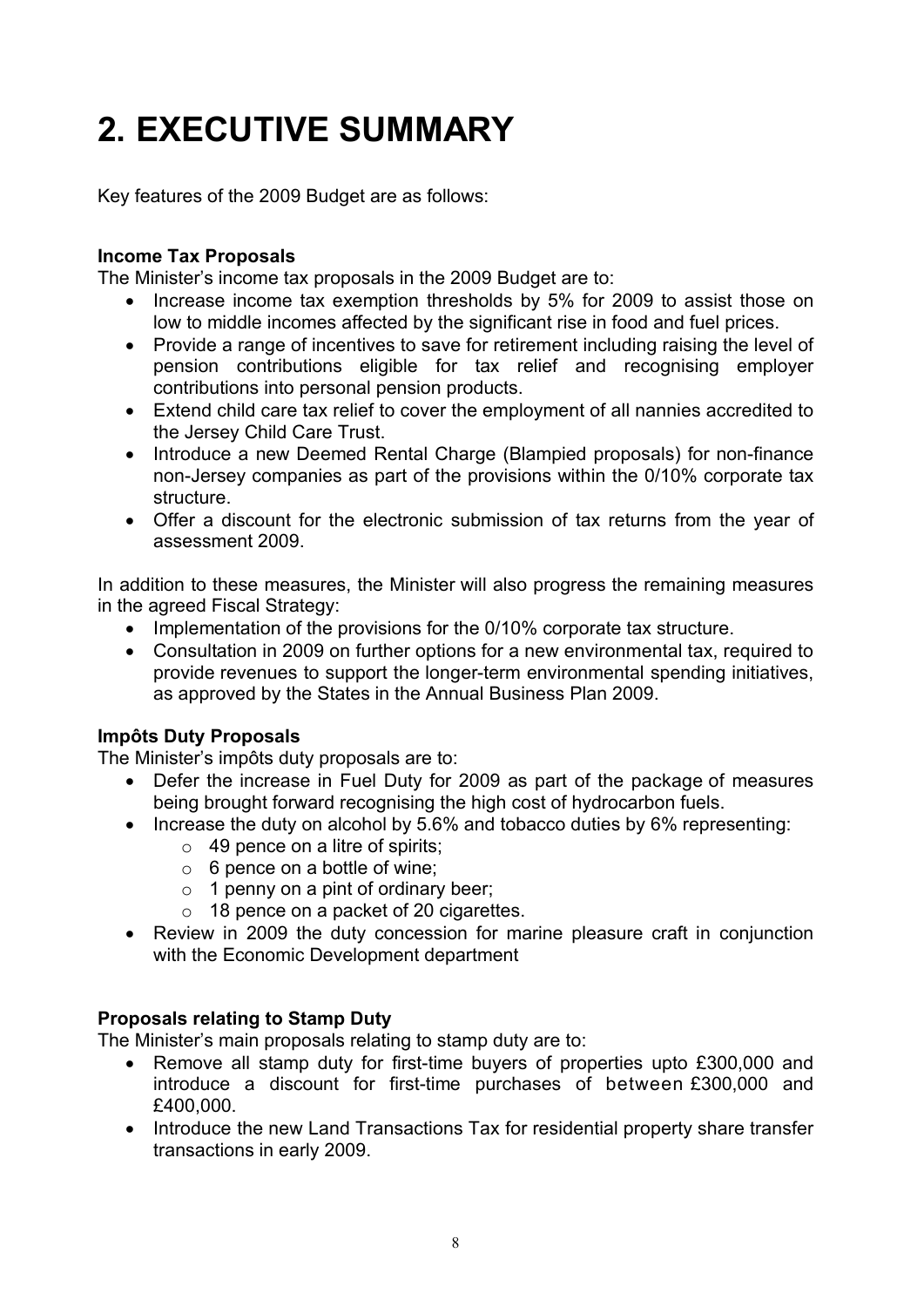# 2. EXECUTIVE SUMMARY

Key features of the 2009 Budget are as follows:

**Income Tax Proposals**

The Minister's income tax proposals in the 2009 Budget are to:

- Increase income tax exemption thresholds by 5% for 2009 to assist those on low to middle incomes affected by the significant rise in food and fuel prices.
- Provide a range of incentives to save for retirement including raising the level of pension contributions eligible for tax relief and recognising employer contributions into personal pension products.
- Extend child care tax relief to cover the employment of all nannies accredited to the Jersey Child Care Trust.
- Introduce a new Deemed Rental Charge (Blampied proposals) for non-finance non-Jersey companies as part of the provisions within the 0/10% corporate tax structure.
- Offer a discount for the electronic submission of tax returns from the year of assessment 2009.

In addition to these measures, the Minister will also progress the remaining measures in the agreed Fiscal Strategy:

- Implementation of the provisions for the 0/10% corporate tax structure.
- Consultation in 2009 on further options for a new environmental tax, required to provide revenues to support the longer-term environmental spending initiatives, as approved by the States in the Annual Business Plan 2009.

**Impôts Duty Proposals**

The Minister's impôts duty proposals are to:

- Defer the increase in Fuel Duty for 2009 as part of the package of measures being brought forward recognising the high cost of hydrocarbon fuels.
- Increase the duty on alcohol by 5.6% and tobacco duties by 6% representing:
  - 49 pence on a litre of spirits;
  - 6 pence on a bottle of wine;
  - 1 penny on a pint of ordinary beer;
  - 18 pence on a packet of 20 cigarettes.
- Review in 2009 the duty concession for marine pleasure craft in conjunction with the Economic Development department

**Proposals relating to Stamp Duty**

The Minister's main proposals relating to stamp duty are to:

- Remove all stamp duty for first-time buyers of properties upto £300,000 and introduce a discount for first-time purchases of between £300,000 and £400,000.
- Introduce the new Land Transactions Tax for residential property share transfer transactions in early 2009.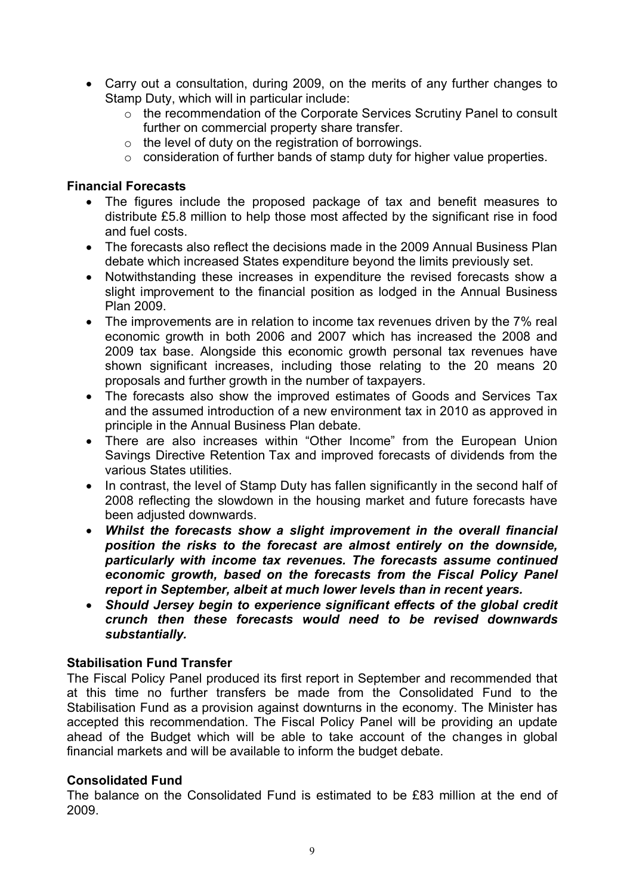- Carry out a consultation, during 2009, on the merits of any further changes to Stamp Duty, which will in particular include:
    - the recommendation of the Corporate Services Scrutiny Panel to consult further on commercial property share transfer.
    - the level of duty on the registration of borrowings.
    - consideration of further bands of stamp duty for higher value properties.

**Financial Forecasts**

- The figures include the proposed package of tax and benefit measures to distribute £5.8 million to help those most affected by the significant rise in food and fuel costs.
- The forecasts also reflect the decisions made in the 2009 Annual Business Plan debate which increased States expenditure beyond the limits previously set.
- Notwithstanding these increases in expenditure the revised forecasts show a slight improvement to the financial position as lodged in the Annual Business Plan 2009.
- The improvements are in relation to income tax revenues driven by the 7% real economic growth in both 2006 and 2007 which has increased the 2008 and 2009 tax base. Alongside this economic growth personal tax revenues have shown significant increases, including those relating to the 20 means 20 proposals and further growth in the number of taxpayers.
- The forecasts also show the improved estimates of Goods and Services Tax and the assumed introduction of a new environment tax in 2010 as approved in principle in the Annual Business Plan debate.
- There are also increases within "Other Income" from the European Union Savings Directive Retention Tax and improved forecasts of dividends from the various States utilities.
- In contrast, the level of Stamp Duty has fallen significantly in the second half of 2008 reflecting the slowdown in the housing market and future forecasts have been adjusted downwards.
- ***Whilst the forecasts show a slight improvement in the overall financial position the risks to the forecast are almost entirely on the downside, particularly with income tax revenues. The forecasts assume continued economic growth, based on the forecasts from the Fiscal Policy Panel report in September, albeit at much lower levels than in recent years.***
- ***Should Jersey begin to experience significant effects of the global credit crunch then these forecasts would need to be revised downwards substantially.***

**Stabilisation Fund Transfer**

The Fiscal Policy Panel produced its first report in September and recommended that at this time no further transfers be made from the Consolidated Fund to the Stabilisation Fund as a provision against downturns in the economy. The Minister has accepted this recommendation. The Fiscal Policy Panel will be providing an update ahead of the Budget which will be able to take account of the changes in global financial markets and will be available to inform the budget debate.

**Consolidated Fund**

The balance on the Consolidated Fund is estimated to be £83 million at the end of 2009.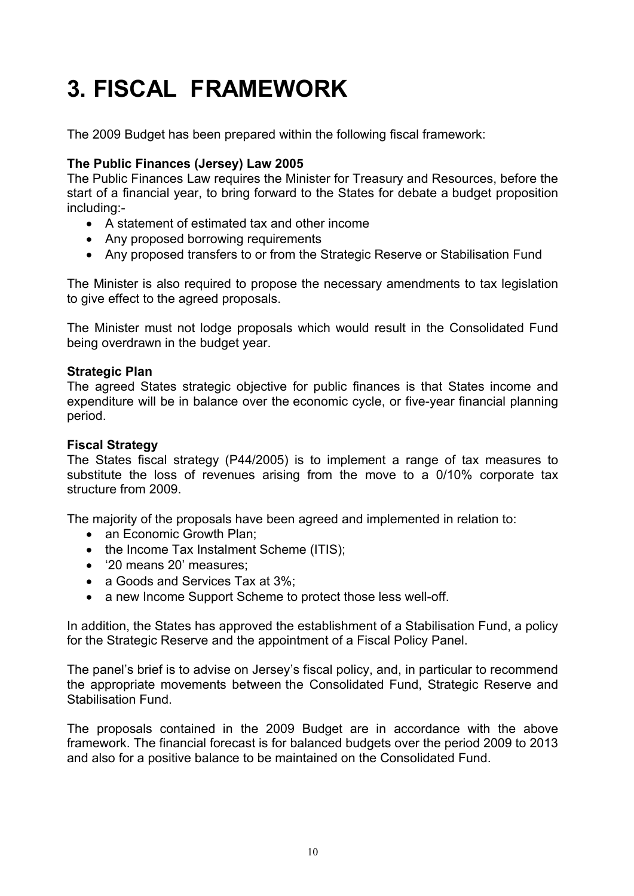# 3. FISCAL FRAMEWORK

The 2009 Budget has been prepared within the following fiscal framework:

**The Public Finances (Jersey) Law 2005**
The Public Finances Law requires the Minister for Treasury and Resources, before the start of a financial year, to bring forward to the States for debate a budget proposition including:-

- A statement of estimated tax and other income
- Any proposed borrowing requirements
- Any proposed transfers to or from the Strategic Reserve or Stabilisation Fund

The Minister is also required to propose the necessary amendments to tax legislation to give effect to the agreed proposals.

The Minister must not lodge proposals which would result in the Consolidated Fund being overdrawn in the budget year.

**Strategic Plan**
The agreed States strategic objective for public finances is that States income and expenditure will be in balance over the economic cycle, or five-year financial planning period.

**Fiscal Strategy**
The States fiscal strategy (P44/2005) is to implement a range of tax measures to substitute the loss of revenues arising from the move to a 0/10% corporate tax structure from 2009.

The majority of the proposals have been agreed and implemented in relation to:

- an Economic Growth Plan;
- the Income Tax Instalment Scheme (ITIS);
- '20 means 20' measures;
- a Goods and Services Tax at 3%;
- a new Income Support Scheme to protect those less well-off.

In addition, the States has approved the establishment of a Stabilisation Fund, a policy for the Strategic Reserve and the appointment of a Fiscal Policy Panel.

The panel's brief is to advise on Jersey's fiscal policy, and, in particular to recommend the appropriate movements between the Consolidated Fund, Strategic Reserve and Stabilisation Fund.

The proposals contained in the 2009 Budget are in accordance with the above framework. The financial forecast is for balanced budgets over the period 2009 to 2013 and also for a positive balance to be maintained on the Consolidated Fund.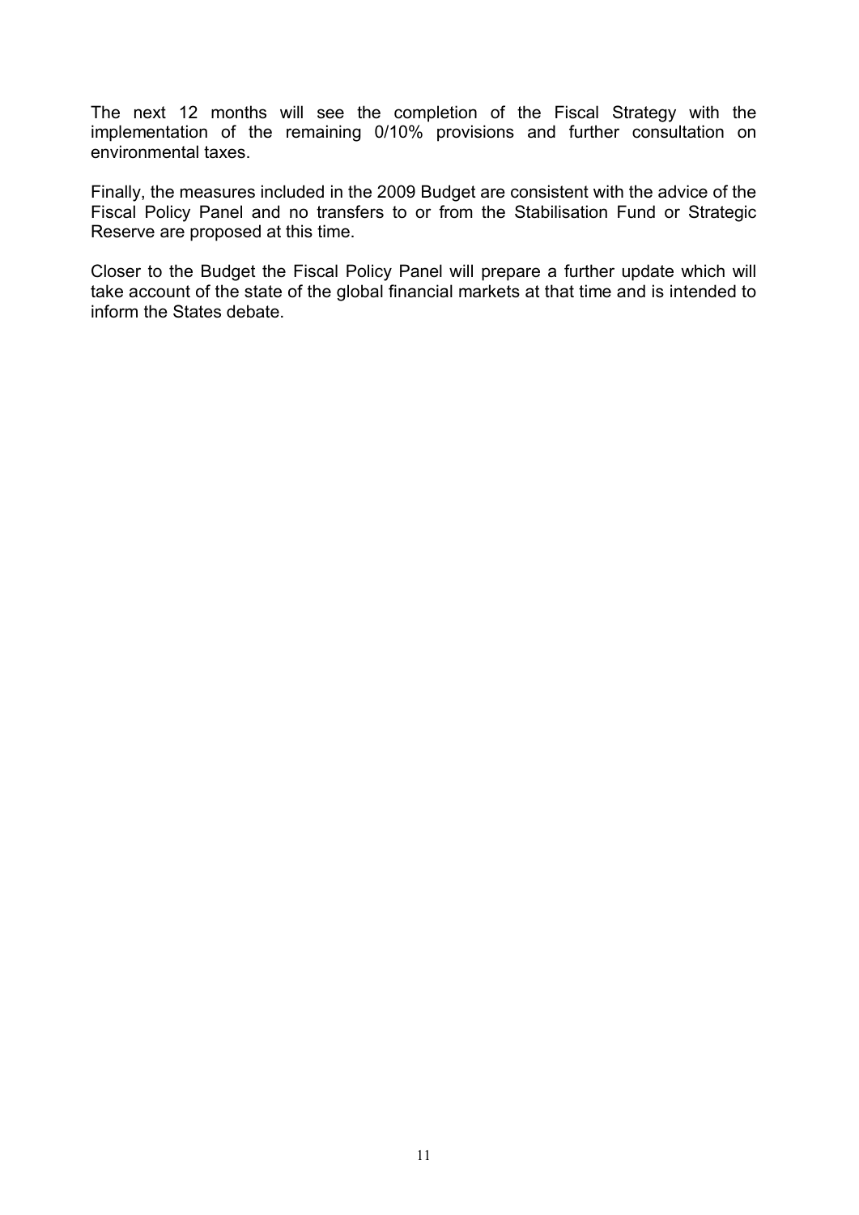The next 12 months will see the completion of the Fiscal Strategy with the implementation of the remaining 0/10% provisions and further consultation on environmental taxes.

Finally, the measures included in the 2009 Budget are consistent with the advice of the Fiscal Policy Panel and no transfers to or from the Stabilisation Fund or Strategic Reserve are proposed at this time.

Closer to the Budget the Fiscal Policy Panel will prepare a further update which will take account of the state of the global financial markets at that time and is intended to inform the States debate.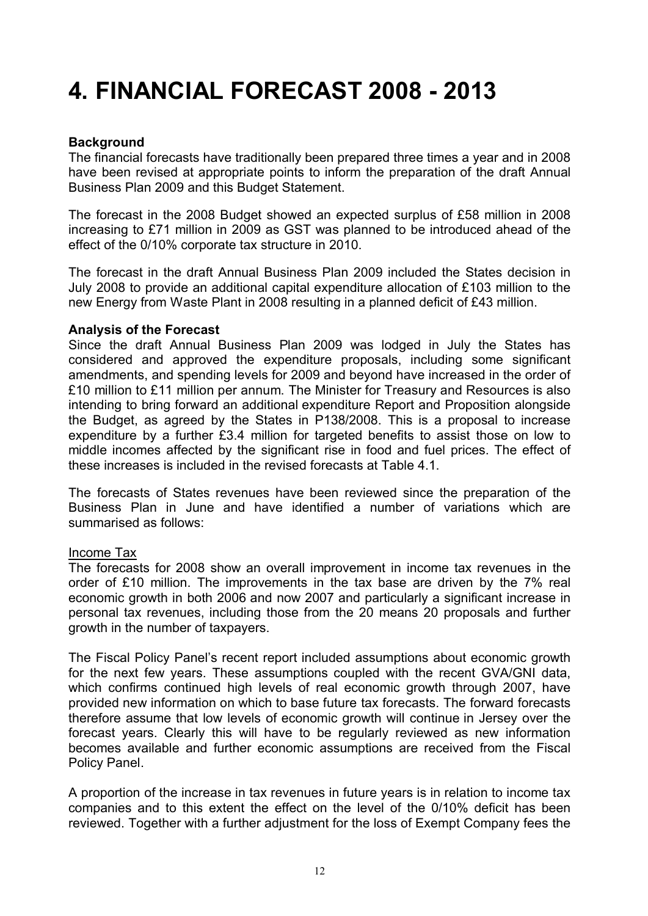# 4. FINANCIAL FORECAST 2008 - 2013

**Background**

The financial forecasts have traditionally been prepared three times a year and in 2008 have been revised at appropriate points to inform the preparation of the draft Annual Business Plan 2009 and this Budget Statement.

The forecast in the 2008 Budget showed an expected surplus of £58 million in 2008 increasing to £71 million in 2009 as GST was planned to be introduced ahead of the effect of the 0/10% corporate tax structure in 2010.

The forecast in the draft Annual Business Plan 2009 included the States decision in July 2008 to provide an additional capital expenditure allocation of £103 million to the new Energy from Waste Plant in 2008 resulting in a planned deficit of £43 million.

**Analysis of the Forecast**

Since the draft Annual Business Plan 2009 was lodged in July the States has considered and approved the expenditure proposals, including some significant amendments, and spending levels for 2009 and beyond have increased in the order of £10 million to £11 million per annum. The Minister for Treasury and Resources is also intending to bring forward an additional expenditure Report and Proposition alongside the Budget, as agreed by the States in P138/2008. This is a proposal to increase expenditure by a further £3.4 million for targeted benefits to assist those on low to middle incomes affected by the significant rise in food and fuel prices. The effect of these increases is included in the revised forecasts at Table 4.1.

The forecasts of States revenues have been reviewed since the preparation of the Business Plan in June and have identified a number of variations which are summarised as follows:

<u>Income Tax</u>

The forecasts for 2008 show an overall improvement in income tax revenues in the order of £10 million. The improvements in the tax base are driven by the 7% real economic growth in both 2006 and now 2007 and particularly a significant increase in personal tax revenues, including those from the 20 means 20 proposals and further growth in the number of taxpayers.

The Fiscal Policy Panel's recent report included assumptions about economic growth for the next few years. These assumptions coupled with the recent GVA/GNI data, which confirms continued high levels of real economic growth through 2007, have provided new information on which to base future tax forecasts. The forward forecasts therefore assume that low levels of economic growth will continue in Jersey over the forecast years. Clearly this will have to be regularly reviewed as new information becomes available and further economic assumptions are received from the Fiscal Policy Panel.

A proportion of the increase in tax revenues in future years is in relation to income tax companies and to this extent the effect on the level of the 0/10% deficit has been reviewed. Together with a further adjustment for the loss of Exempt Company fees the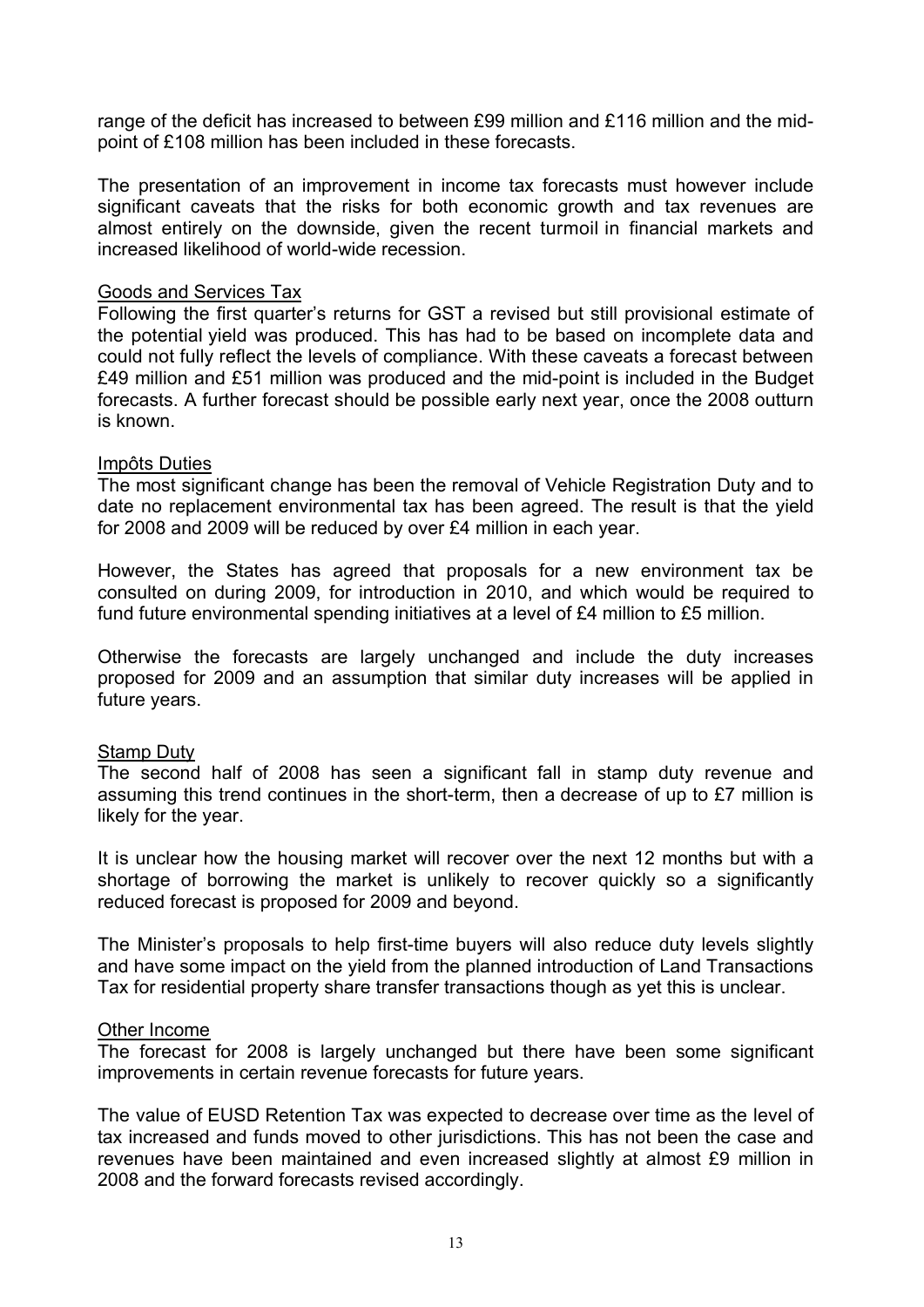range of the deficit has increased to between £99 million and £116 million and the mid-point of £108 million has been included in these forecasts.

The presentation of an improvement in income tax forecasts must however include significant caveats that the risks for both economic growth and tax revenues are almost entirely on the downside, given the recent turmoil in financial markets and increased likelihood of world-wide recession.

### Goods and Services Tax

Following the first quarter's returns for GST a revised but still provisional estimate of the potential yield was produced. This has had to be based on incomplete data and could not fully reflect the levels of compliance. With these caveats a forecast between £49 million and £51 million was produced and the mid-point is included in the Budget forecasts. A further forecast should be possible early next year, once the 2008 outturn is known.

### Impôts Duties

The most significant change has been the removal of Vehicle Registration Duty and to date no replacement environmental tax has been agreed. The result is that the yield for 2008 and 2009 will be reduced by over £4 million in each year.

However, the States has agreed that proposals for a new environment tax be consulted on during 2009, for introduction in 2010, and which would be required to fund future environmental spending initiatives at a level of £4 million to £5 million.

Otherwise the forecasts are largely unchanged and include the duty increases proposed for 2009 and an assumption that similar duty increases will be applied in future years.

### Stamp Duty

The second half of 2008 has seen a significant fall in stamp duty revenue and assuming this trend continues in the short-term, then a decrease of up to £7 million is likely for the year.

It is unclear how the housing market will recover over the next 12 months but with a shortage of borrowing the market is unlikely to recover quickly so a significantly reduced forecast is proposed for 2009 and beyond.

The Minister's proposals to help first-time buyers will also reduce duty levels slightly and have some impact on the yield from the planned introduction of Land Transactions Tax for residential property share transfer transactions though as yet this is unclear.

### Other Income

The forecast for 2008 is largely unchanged but there have been some significant improvements in certain revenue forecasts for future years.

The value of EUSD Retention Tax was expected to decrease over time as the level of tax increased and funds moved to other jurisdictions. This has not been the case and revenues have been maintained and even increased slightly at almost £9 million in 2008 and the forward forecasts revised accordingly.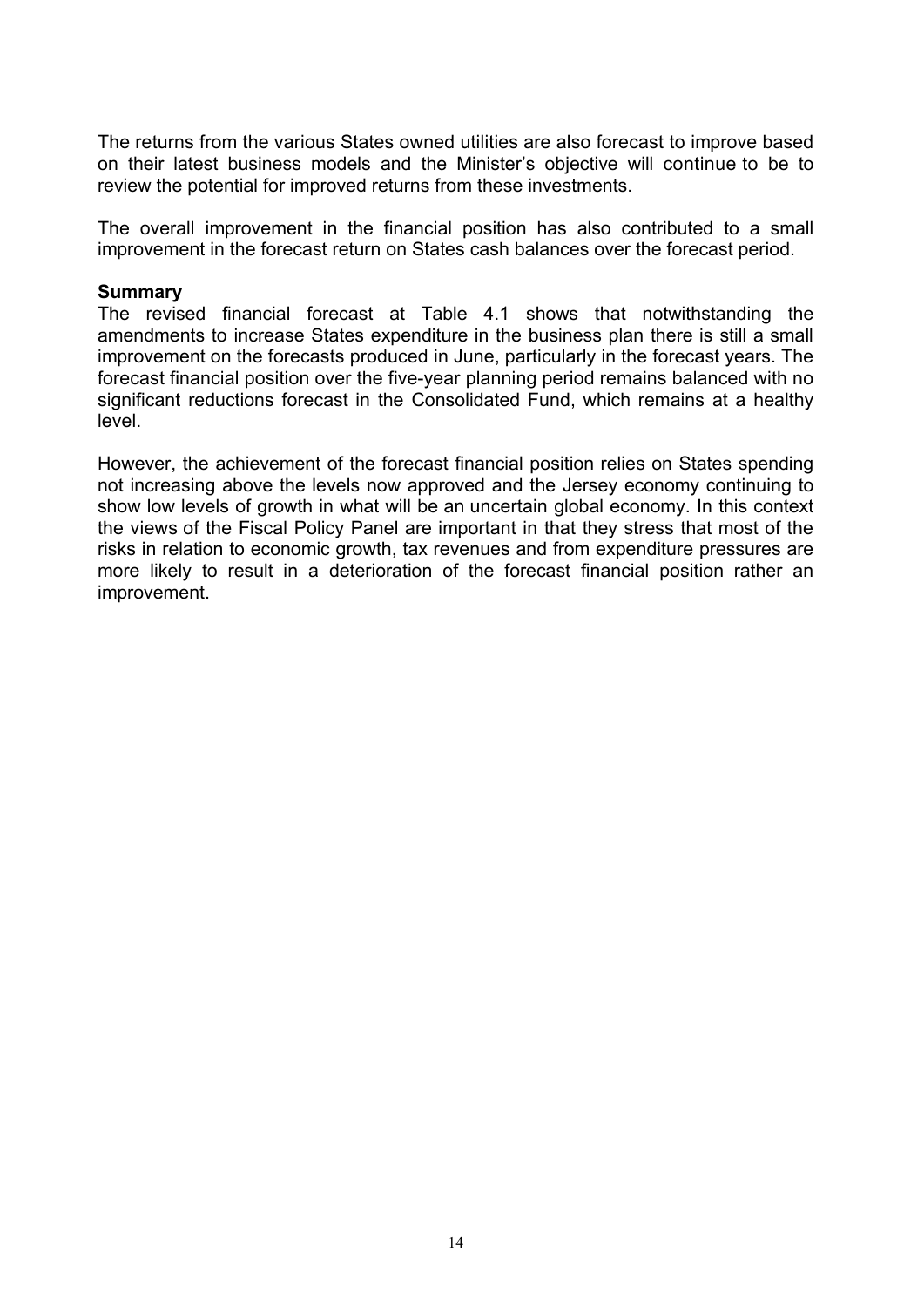The returns from the various States owned utilities are also forecast to improve based on their latest business models and the Minister's objective will continue to be to review the potential for improved returns from these investments.

The overall improvement in the financial position has also contributed to a small improvement in the forecast return on States cash balances over the forecast period.

**Summary**

The revised financial forecast at Table 4.1 shows that notwithstanding the amendments to increase States expenditure in the business plan there is still a small improvement on the forecasts produced in June, particularly in the forecast years. The forecast financial position over the five-year planning period remains balanced with no significant reductions forecast in the Consolidated Fund, which remains at a healthy level.

However, the achievement of the forecast financial position relies on States spending not increasing above the levels now approved and the Jersey economy continuing to show low levels of growth in what will be an uncertain global economy. In this context the views of the Fiscal Policy Panel are important in that they stress that most of the risks in relation to economic growth, tax revenues and from expenditure pressures are more likely to result in a deterioration of the forecast financial position rather an improvement.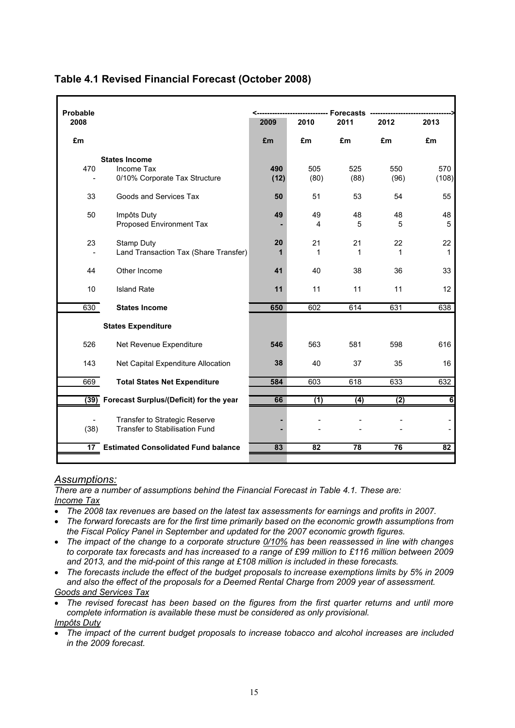## Table 4.1 Revised Financial Forecast (October 2008)

| Probable 2008 | | <---- Forecasts ---- 2009 | 2010 | 2011 | 2012 | 2013 |
|---|---|---|---|---|---|---|
| £m | | £m | £m | £m | £m | £m |
| | **States Income** | | | | | |
| 470 | Income Tax | **490** | 505 | 525 | 550 | 570 |
| - | 0/10% Corporate Tax Structure | **(12)** | (80) | (88) | (96) | (108) |
| 33 | Goods and Services Tax | **50** | 51 | 53 | 54 | 55 |
| 50 | Impôts Duty | **49** | 49 | 48 | 48 | 48 |
| | Proposed Environment Tax | **-** | 4 | 5 | 5 | 5 |
| 23 | Stamp Duty | **20** | 21 | 21 | 22 | 22 |
| - | Land Transaction Tax (Share Transfer) | **1** | 1 | 1 | 1 | 1 |
| 44 | Other Income | **41** | 40 | 38 | 36 | 33 |
| 10 | Island Rate | **11** | 11 | 11 | 11 | 12 |
| 630 | **States Income** | **650** | 602 | 614 | 631 | 638 |
| | **States Expenditure** | | | | | |
| 526 | Net Revenue Expenditure | **546** | 563 | 581 | 598 | 616 |
| 143 | Net Capital Expenditure Allocation | **38** | 40 | 37 | 35 | 16 |
| 669 | **Total States Net Expenditure** | **584** | 603 | 618 | 633 | 632 |
| **(39)** | **Forecast Surplus/(Deficit) for the year** | **66** | **(1)** | **(4)** | **(2)** | **6** |
| - | Transfer to Strategic Reserve | **-** | - | - | - | - |
| (38) | Transfer to Stabilisation Fund | **-** | - | - | - | - |
| **17** | **Estimated Consolidated Fund balance** | **83** | **82** | **78** | **76** | **82** |

*Assumptions:*

*There are a number of assumptions behind the Financial Forecast in Table 4.1. These are:*

*Income Tax*

- *The 2008 tax revenues are based on the latest tax assessments for earnings and profits in 2007.*
- *The forward forecasts are for the first time primarily based on the economic growth assumptions from the Fiscal Policy Panel in September and updated for the 2007 economic growth figures.*
- *The impact of the change to a corporate structure 0/10% has been reassessed in line with changes to corporate tax forecasts and has increased to a range of £99 million to £116 million between 2009 and 2013, and the mid-point of this range at £108 million is included in these forecasts.*
- *The forecasts include the effect of the budget proposals to increase exemptions limits by 5% in 2009 and also the effect of the proposals for a Deemed Rental Charge from 2009 year of assessment.*

*Goods and Services Tax*

- *The revised forecast has been based on the figures from the first quarter returns and until more complete information is available these must be considered as only provisional.*

*Impôts Duty*

- *The impact of the current budget proposals to increase tobacco and alcohol increases are included in the 2009 forecast.*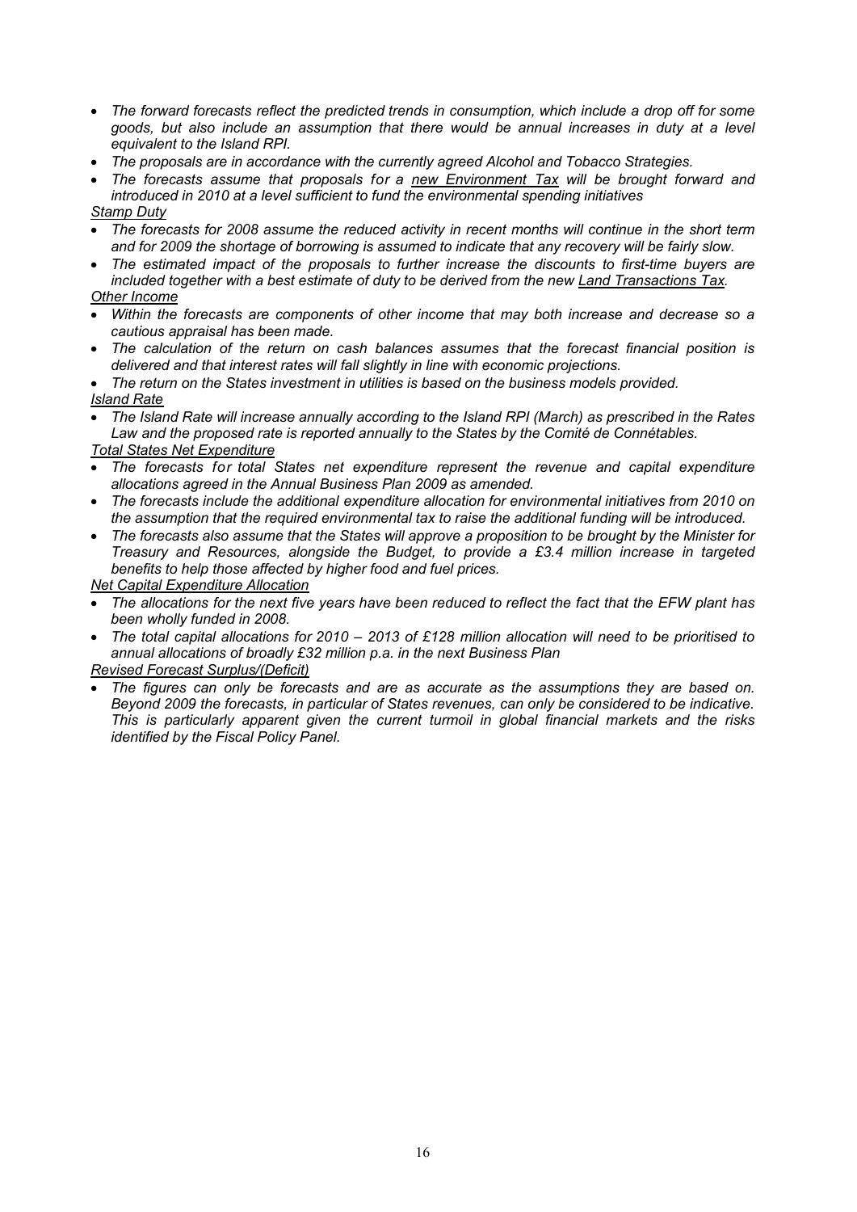- *The forward forecasts reflect the predicted trends in consumption, which include a drop off for some goods, but also include an assumption that there would be annual increases in duty at a level equivalent to the Island RPI.*
- *The proposals are in accordance with the currently agreed Alcohol and Tobacco Strategies.*
- *The forecasts assume that proposals for a new Environment Tax will be brought forward and introduced in 2010 at a level sufficient to fund the environmental spending initiatives*

*Stamp Duty*

- *The forecasts for 2008 assume the reduced activity in recent months will continue in the short term and for 2009 the shortage of borrowing is assumed to indicate that any recovery will be fairly slow.*
- *The estimated impact of the proposals to further increase the discounts to first-time buyers are included together with a best estimate of duty to be derived from the new Land Transactions Tax.*

*Other Income*

- *Within the forecasts are components of other income that may both increase and decrease so a cautious appraisal has been made.*
- *The calculation of the return on cash balances assumes that the forecast financial position is delivered and that interest rates will fall slightly in line with economic projections.*
- *The return on the States investment in utilities is based on the business models provided.*

*Island Rate*

- *The Island Rate will increase annually according to the Island RPI (March) as prescribed in the Rates Law and the proposed rate is reported annually to the States by the Comité de Connétables.*

*Total States Net Expenditure*

- *The forecasts for total States net expenditure represent the revenue and capital expenditure allocations agreed in the Annual Business Plan 2009 as amended.*
- *The forecasts include the additional expenditure allocation for environmental initiatives from 2010 on the assumption that the required environmental tax to raise the additional funding will be introduced.*
- *The forecasts also assume that the States will approve a proposition to be brought by the Minister for Treasury and Resources, alongside the Budget, to provide a £3.4 million increase in targeted benefits to help those affected by higher food and fuel prices.*

*Net Capital Expenditure Allocation*

- *The allocations for the next five years have been reduced to reflect the fact that the EFW plant has been wholly funded in 2008.*
- *The total capital allocations for 2010 – 2013 of £128 million allocation will need to be prioritised to annual allocations of broadly £32 million p.a. in the next Business Plan*

*Revised Forecast Surplus/(Deficit)*

- *The figures can only be forecasts and are as accurate as the assumptions they are based on. Beyond 2009 the forecasts, in particular of States revenues, can only be considered to be indicative. This is particularly apparent given the current turmoil in global financial markets and the risks identified by the Fiscal Policy Panel.*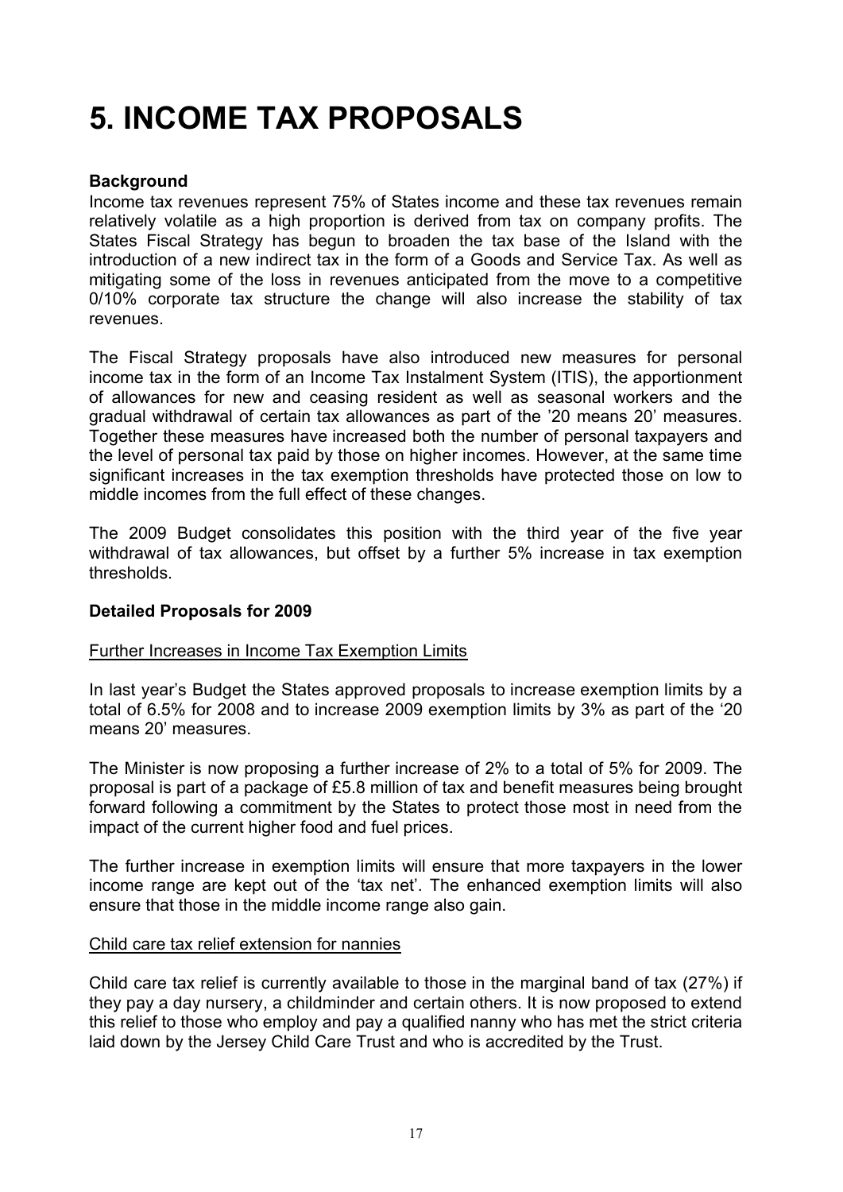# 5. INCOME TAX PROPOSALS

**Background**

Income tax revenues represent 75% of States income and these tax revenues remain relatively volatile as a high proportion is derived from tax on company profits. The States Fiscal Strategy has begun to broaden the tax base of the Island with the introduction of a new indirect tax in the form of a Goods and Service Tax. As well as mitigating some of the loss in revenues anticipated from the move to a competitive 0/10% corporate tax structure the change will also increase the stability of tax revenues.

The Fiscal Strategy proposals have also introduced new measures for personal income tax in the form of an Income Tax Instalment System (ITIS), the apportionment of allowances for new and ceasing resident as well as seasonal workers and the gradual withdrawal of certain tax allowances as part of the '20 means 20' measures. Together these measures have increased both the number of personal taxpayers and the level of personal tax paid by those on higher incomes. However, at the same time significant increases in the tax exemption thresholds have protected those on low to middle incomes from the full effect of these changes.

The 2009 Budget consolidates this position with the third year of the five year withdrawal of tax allowances, but offset by a further 5% increase in tax exemption thresholds.

**Detailed Proposals for 2009**

Further Increases in Income Tax Exemption Limits

In last year's Budget the States approved proposals to increase exemption limits by a total of 6.5% for 2008 and to increase 2009 exemption limits by 3% as part of the '20 means 20' measures.

The Minister is now proposing a further increase of 2% to a total of 5% for 2009. The proposal is part of a package of £5.8 million of tax and benefit measures being brought forward following a commitment by the States to protect those most in need from the impact of the current higher food and fuel prices.

The further increase in exemption limits will ensure that more taxpayers in the lower income range are kept out of the 'tax net'. The enhanced exemption limits will also ensure that those in the middle income range also gain.

Child care tax relief extension for nannies

Child care tax relief is currently available to those in the marginal band of tax (27%) if they pay a day nursery, a childminder and certain others. It is now proposed to extend this relief to those who employ and pay a qualified nanny who has met the strict criteria laid down by the Jersey Child Care Trust and who is accredited by the Trust.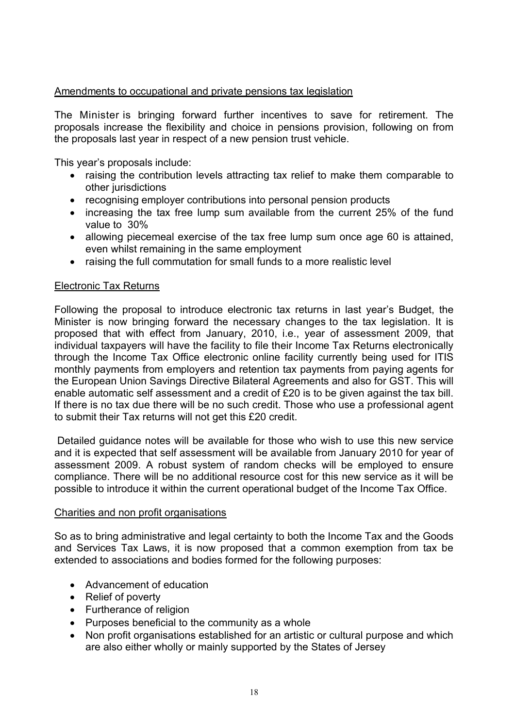## Amendments to occupational and private pensions tax legislation

The Minister is bringing forward further incentives to save for retirement. The proposals increase the flexibility and choice in pensions provision, following on from the proposals last year in respect of a new pension trust vehicle.

This year's proposals include:

- raising the contribution levels attracting tax relief to make them comparable to other jurisdictions
- recognising employer contributions into personal pension products
- increasing the tax free lump sum available from the current 25% of the fund value to 30%
- allowing piecemeal exercise of the tax free lump sum once age 60 is attained, even whilst remaining in the same employment
- raising the full commutation for small funds to a more realistic level

## Electronic Tax Returns

Following the proposal to introduce electronic tax returns in last year's Budget, the Minister is now bringing forward the necessary changes to the tax legislation. It is proposed that with effect from January, 2010, i.e., year of assessment 2009, that individual taxpayers will have the facility to file their Income Tax Returns electronically through the Income Tax Office electronic online facility currently being used for ITIS monthly payments from employers and retention tax payments from paying agents for the European Union Savings Directive Bilateral Agreements and also for GST. This will enable automatic self assessment and a credit of £20 is to be given against the tax bill. If there is no tax due there will be no such credit. Those who use a professional agent to submit their Tax returns will not get this £20 credit.

Detailed guidance notes will be available for those who wish to use this new service and it is expected that self assessment will be available from January 2010 for year of assessment 2009. A robust system of random checks will be employed to ensure compliance. There will be no additional resource cost for this new service as it will be possible to introduce it within the current operational budget of the Income Tax Office.

## Charities and non profit organisations

So as to bring administrative and legal certainty to both the Income Tax and the Goods and Services Tax Laws, it is now proposed that a common exemption from tax be extended to associations and bodies formed for the following purposes:

- Advancement of education
- Relief of poverty
- Furtherance of religion
- Purposes beneficial to the community as a whole
- Non profit organisations established for an artistic or cultural purpose and which are also either wholly or mainly supported by the States of Jersey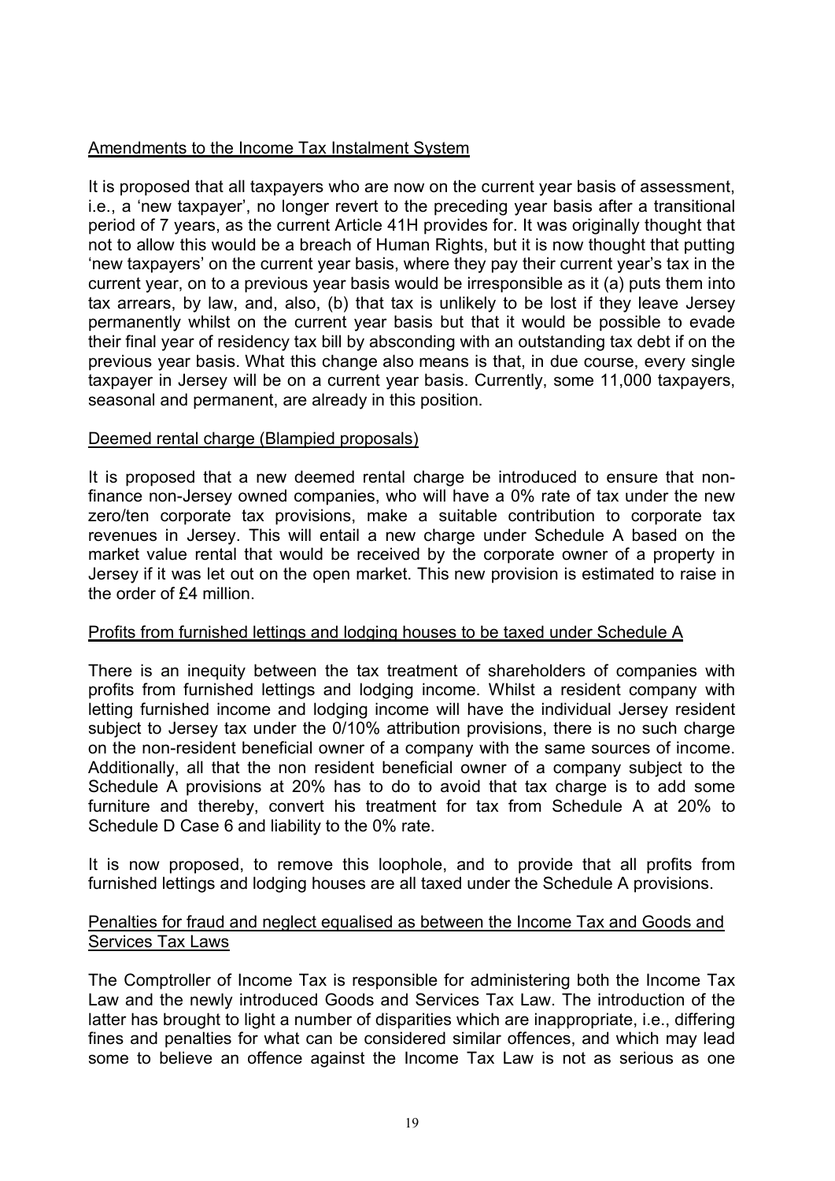<u>Amendments to the Income Tax Instalment System</u>

It is proposed that all taxpayers who are now on the current year basis of assessment, i.e., a 'new taxpayer', no longer revert to the preceding year basis after a transitional period of 7 years, as the current Article 41H provides for. It was originally thought that not to allow this would be a breach of Human Rights, but it is now thought that putting 'new taxpayers' on the current year basis, where they pay their current year's tax in the current year, on to a previous year basis would be irresponsible as it (a) puts them into tax arrears, by law, and, also, (b) that tax is unlikely to be lost if they leave Jersey permanently whilst on the current year basis but that it would be possible to evade their final year of residency tax bill by absconding with an outstanding tax debt if on the previous year basis. What this change also means is that, in due course, every single taxpayer in Jersey will be on a current year basis. Currently, some 11,000 taxpayers, seasonal and permanent, are already in this position.

<u>Deemed rental charge (Blampied proposals)</u>

It is proposed that a new deemed rental charge be introduced to ensure that non-finance non-Jersey owned companies, who will have a 0% rate of tax under the new zero/ten corporate tax provisions, make a suitable contribution to corporate tax revenues in Jersey. This will entail a new charge under Schedule A based on the market value rental that would be received by the corporate owner of a property in Jersey if it was let out on the open market. This new provision is estimated to raise in the order of £4 million.

<u>Profits from furnished lettings and lodging houses to be taxed under Schedule A</u>

There is an inequity between the tax treatment of shareholders of companies with profits from furnished lettings and lodging income. Whilst a resident company with letting furnished income and lodging income will have the individual Jersey resident subject to Jersey tax under the 0/10% attribution provisions, there is no such charge on the non-resident beneficial owner of a company with the same sources of income. Additionally, all that the non resident beneficial owner of a company subject to the Schedule A provisions at 20% has to do to avoid that tax charge is to add some furniture and thereby, convert his treatment for tax from Schedule A at 20% to Schedule D Case 6 and liability to the 0% rate.

It is now proposed, to remove this loophole, and to provide that all profits from furnished lettings and lodging houses are all taxed under the Schedule A provisions.

<u>Penalties for fraud and neglect equalised as between the Income Tax and Goods and Services Tax Laws</u>

The Comptroller of Income Tax is responsible for administering both the Income Tax Law and the newly introduced Goods and Services Tax Law. The introduction of the latter has brought to light a number of disparities which are inappropriate, i.e., differing fines and penalties for what can be considered similar offences, and which may lead some to believe an offence against the Income Tax Law is not as serious as one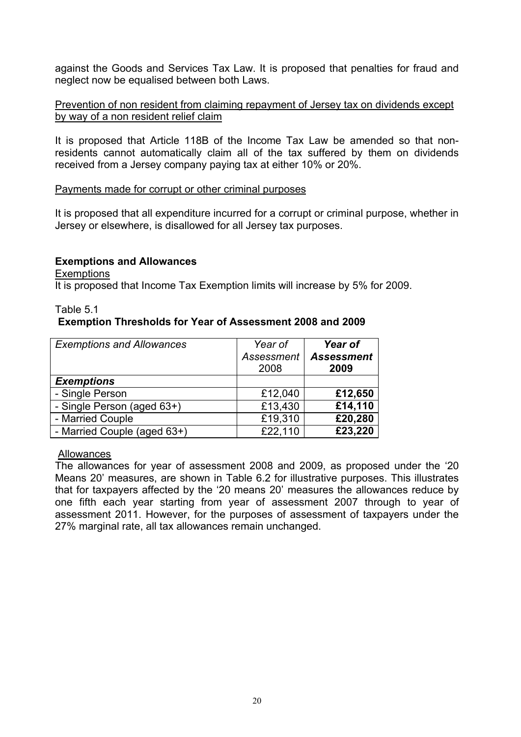against the Goods and Services Tax Law. It is proposed that penalties for fraud and neglect now be equalised between both Laws.

Prevention of non resident from claiming repayment of Jersey tax on dividends except by way of a non resident relief claim

It is proposed that Article 118B of the Income Tax Law be amended so that non-residents cannot automatically claim all of the tax suffered by them on dividends received from a Jersey company paying tax at either 10% or 20%.

Payments made for corrupt or other criminal purposes

It is proposed that all expenditure incurred for a corrupt or criminal purpose, whether in Jersey or elsewhere, is disallowed for all Jersey tax purposes.

## Exemptions and Allowances

Exemptions

It is proposed that Income Tax Exemption limits will increase by 5% for 2009.

Table 5.1

**Exemption Thresholds for Year of Assessment 2008 and 2009**

| *Exemptions and Allowances* | *Year of Assessment 2008* | ***Year of Assessment 2009*** |
|---|---|---|
| ***Exemptions*** | | |
| - Single Person | £12,040 | **£12,650** |
| - Single Person (aged 63+) | £13,430 | **£14,110** |
| - Married Couple | £19,310 | **£20,280** |
| - Married Couple (aged 63+) | £22,110 | **£23,220** |

Allowances

The allowances for year of assessment 2008 and 2009, as proposed under the '20 Means 20' measures, are shown in Table 6.2 for illustrative purposes. This illustrates that for taxpayers affected by the '20 means 20' measures the allowances reduce by one fifth each year starting from year of assessment 2007 through to year of assessment 2011. However, for the purposes of assessment of taxpayers under the 27% marginal rate, all tax allowances remain unchanged.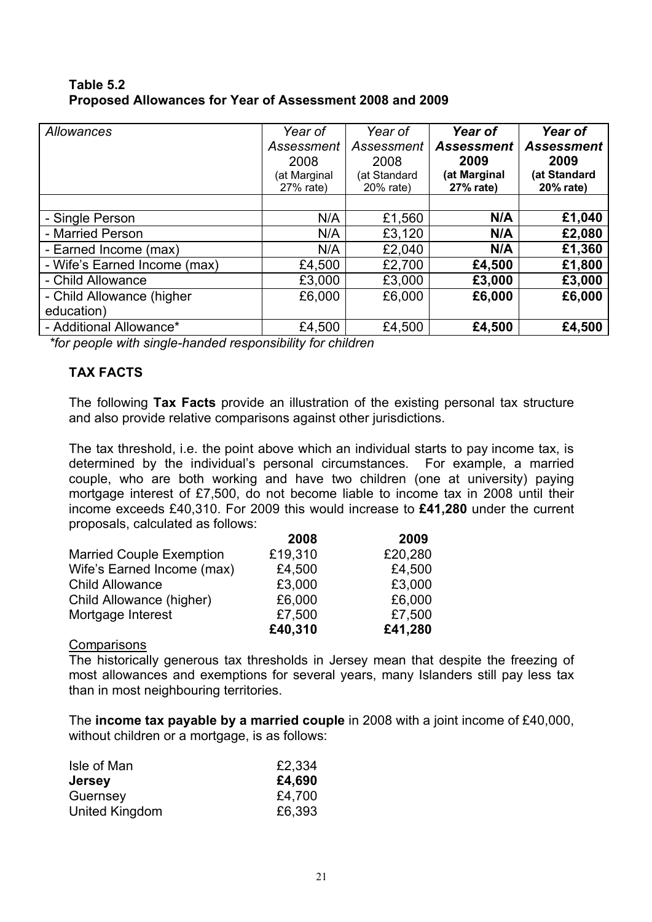**Table 5.2**
**Proposed Allowances for Year of Assessment 2008 and 2009**

| *Allowances* | *Year of Assessment 2008 (at Marginal 27% rate)* | *Year of Assessment 2008 (at Standard 20% rate)* | ***Year of Assessment 2009 (at Marginal 27% rate)*** | ***Year of Assessment 2009 (at Standard 20% rate)*** |
|---|---|---|---|---|
| | | | | |
| - Single Person | N/A | £1,560 | **N/A** | **£1,040** |
| - Married Person | N/A | £3,120 | **N/A** | **£2,080** |
| - Earned Income (max) | N/A | £2,040 | **N/A** | **£1,360** |
| - Wife's Earned Income (max) | £4,500 | £2,700 | **£4,500** | **£1,800** |
| - Child Allowance | £3,000 | £3,000 | **£3,000** | **£3,000** |
| - Child Allowance (higher education) | £6,000 | £6,000 | **£6,000** | **£6,000** |
| - Additional Allowance* | £4,500 | £4,500 | **£4,500** | **£4,500** |

*\*for people with single-handed responsibility for children*

**TAX FACTS**

The following **Tax Facts** provide an illustration of the existing personal tax structure and also provide relative comparisons against other jurisdictions.

The tax threshold, i.e. the point above which an individual starts to pay income tax, is determined by the individual's personal circumstances. For example, a married couple, who are both working and have two children (one at university) paying mortgage interest of £7,500, do not become liable to income tax in 2008 until their income exceeds £40,310. For 2009 this would increase to **£41,280** under the current proposals, calculated as follows:

| | **2008** | **2009** |
|---|---|---|
| Married Couple Exemption | £19,310 | £20,280 |
| Wife's Earned Income (max) | £4,500 | £4,500 |
| Child Allowance | £3,000 | £3,000 |
| Child Allowance (higher) | £6,000 | £6,000 |
| Mortgage Interest | £7,500 | £7,500 |
| | **£40,310** | **£41,280** |

Comparisons

The historically generous tax thresholds in Jersey mean that despite the freezing of most allowances and exemptions for several years, many Islanders still pay less tax than in most neighbouring territories.

The **income tax payable by a married couple** in 2008 with a joint income of £40,000, without children or a mortgage, is as follows:

| | |
|---|---|
| Isle of Man | £2,334 |
| **Jersey** | **£4,690** |
| Guernsey | £4,700 |
| United Kingdom | £6,393 |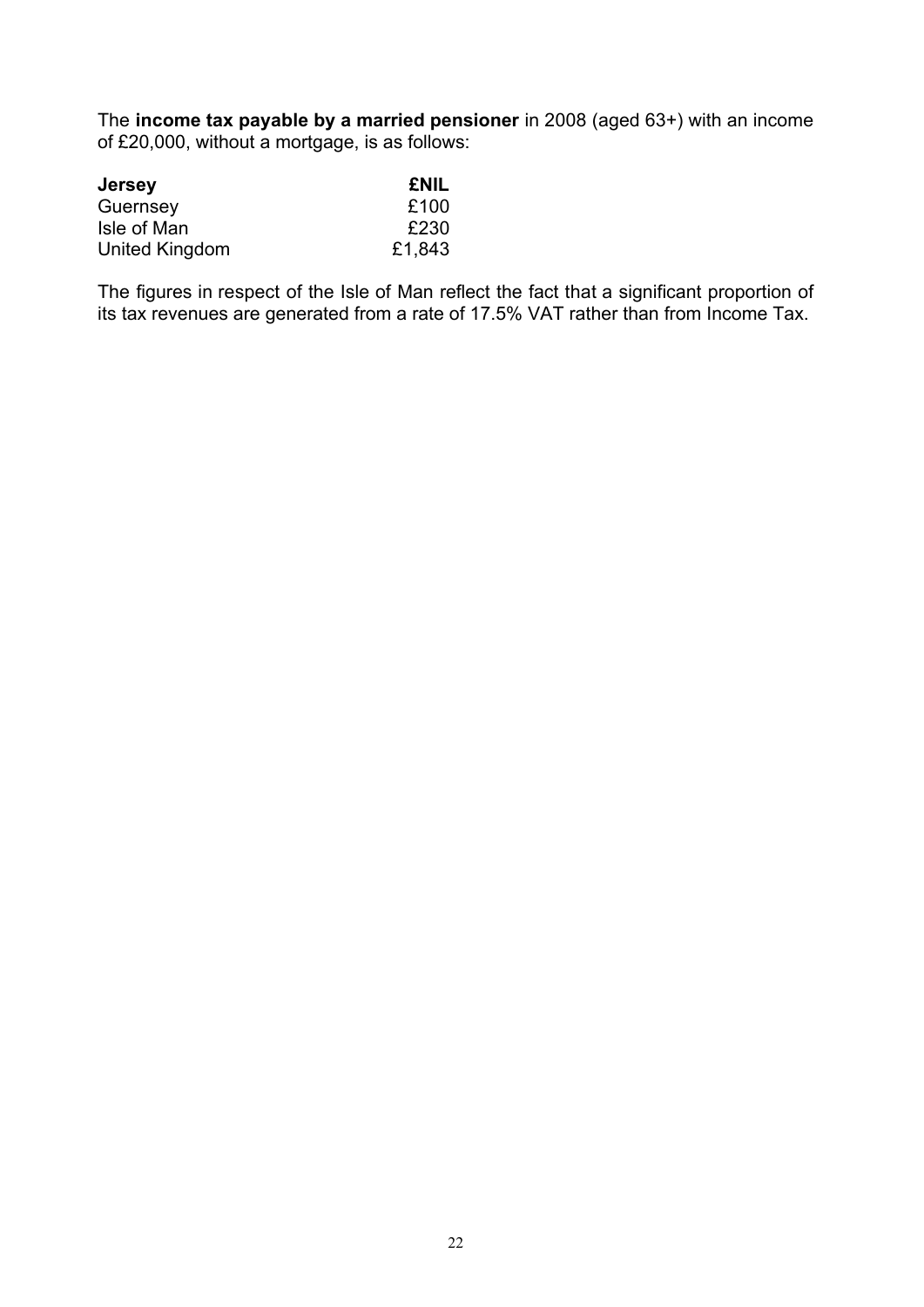The **income tax payable by a married pensioner** in 2008 (aged 63+) with an income of £20,000, without a mortgage, is as follows:

| **Jersey** | **£NIL** |
|---|---|
| Guernsey | £100 |
| Isle of Man | £230 |
| United Kingdom | £1,843 |

The figures in respect of the Isle of Man reflect the fact that a significant proportion of its tax revenues are generated from a rate of 17.5% VAT rather than from Income Tax.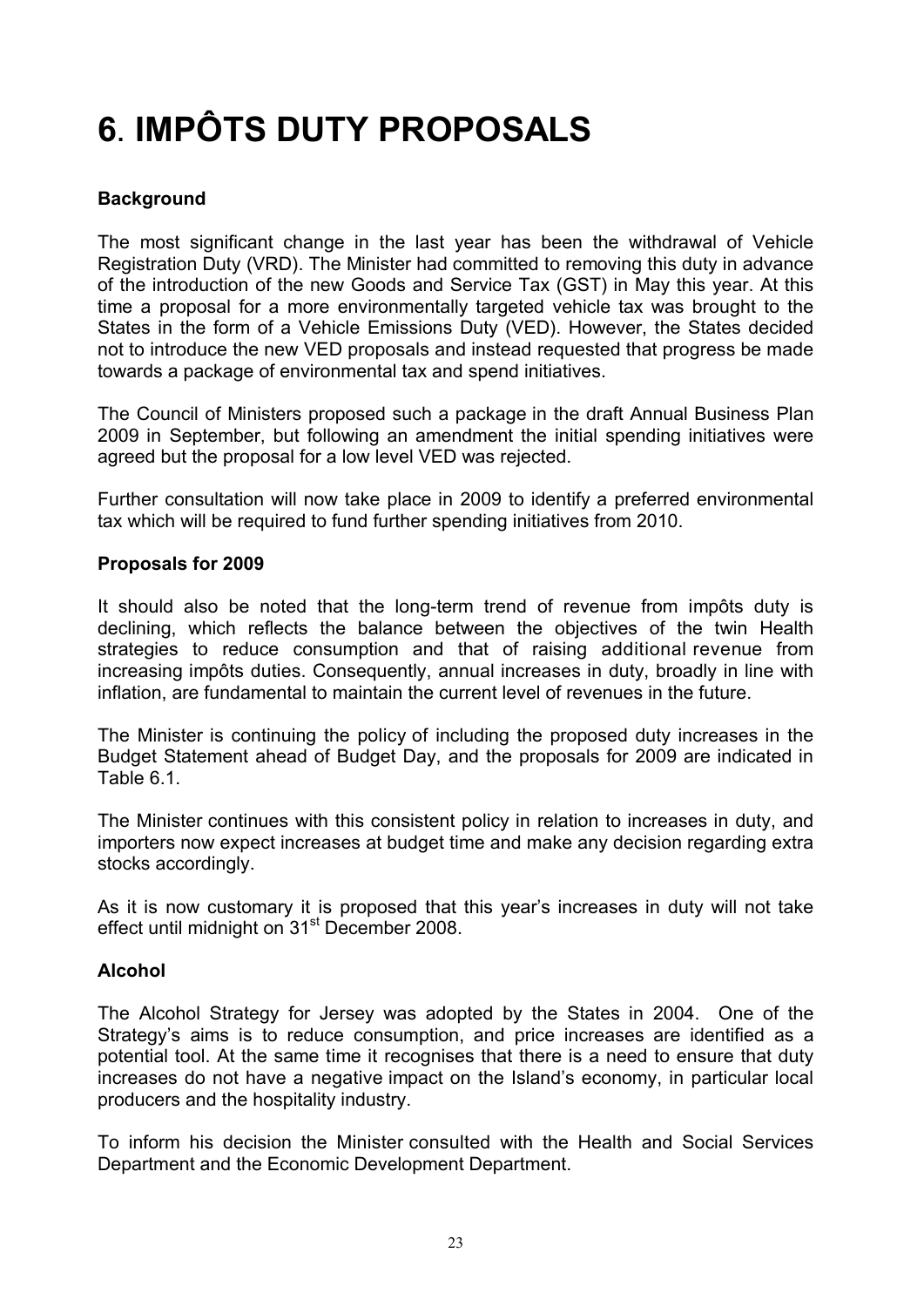# 6. IMPÔTS DUTY PROPOSALS

### Background

The most significant change in the last year has been the withdrawal of Vehicle Registration Duty (VRD). The Minister had committed to removing this duty in advance of the introduction of the new Goods and Service Tax (GST) in May this year. At this time a proposal for a more environmentally targeted vehicle tax was brought to the States in the form of a Vehicle Emissions Duty (VED). However, the States decided not to introduce the new VED proposals and instead requested that progress be made towards a package of environmental tax and spend initiatives.

The Council of Ministers proposed such a package in the draft Annual Business Plan 2009 in September, but following an amendment the initial spending initiatives were agreed but the proposal for a low level VED was rejected.

Further consultation will now take place in 2009 to identify a preferred environmental tax which will be required to fund further spending initiatives from 2010.

### Proposals for 2009

It should also be noted that the long-term trend of revenue from impôts duty is declining, which reflects the balance between the objectives of the twin Health strategies to reduce consumption and that of raising additional revenue from increasing impôts duties. Consequently, annual increases in duty, broadly in line with inflation, are fundamental to maintain the current level of revenues in the future.

The Minister is continuing the policy of including the proposed duty increases in the Budget Statement ahead of Budget Day, and the proposals for 2009 are indicated in Table 6.1.

The Minister continues with this consistent policy in relation to increases in duty, and importers now expect increases at budget time and make any decision regarding extra stocks accordingly.

As it is now customary it is proposed that this year's increases in duty will not take effect until midnight on 31st December 2008.

### Alcohol

The Alcohol Strategy for Jersey was adopted by the States in 2004. One of the Strategy's aims is to reduce consumption, and price increases are identified as a potential tool. At the same time it recognises that there is a need to ensure that duty increases do not have a negative impact on the Island's economy, in particular local producers and the hospitality industry.

To inform his decision the Minister consulted with the Health and Social Services Department and the Economic Development Department.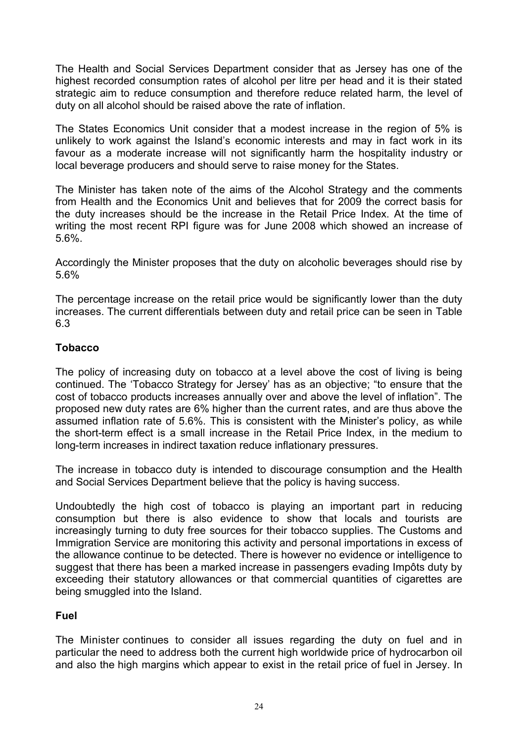The Health and Social Services Department consider that as Jersey has one of the highest recorded consumption rates of alcohol per litre per head and it is their stated strategic aim to reduce consumption and therefore reduce related harm, the level of duty on all alcohol should be raised above the rate of inflation.

The States Economics Unit consider that a modest increase in the region of 5% is unlikely to work against the Island's economic interests and may in fact work in its favour as a moderate increase will not significantly harm the hospitality industry or local beverage producers and should serve to raise money for the States.

The Minister has taken note of the aims of the Alcohol Strategy and the comments from Health and the Economics Unit and believes that for 2009 the correct basis for the duty increases should be the increase in the Retail Price Index. At the time of writing the most recent RPI figure was for June 2008 which showed an increase of 5.6%.

Accordingly the Minister proposes that the duty on alcoholic beverages should rise by 5.6%

The percentage increase on the retail price would be significantly lower than the duty increases. The current differentials between duty and retail price can be seen in Table 6.3

## Tobacco

The policy of increasing duty on tobacco at a level above the cost of living is being continued. The 'Tobacco Strategy for Jersey' has as an objective; "to ensure that the cost of tobacco products increases annually over and above the level of inflation". The proposed new duty rates are 6% higher than the current rates, and are thus above the assumed inflation rate of 5.6%. This is consistent with the Minister's policy, as while the short-term effect is a small increase in the Retail Price Index, in the medium to long-term increases in indirect taxation reduce inflationary pressures.

The increase in tobacco duty is intended to discourage consumption and the Health and Social Services Department believe that the policy is having success.

Undoubtedly the high cost of tobacco is playing an important part in reducing consumption but there is also evidence to show that locals and tourists are increasingly turning to duty free sources for their tobacco supplies. The Customs and Immigration Service are monitoring this activity and personal importations in excess of the allowance continue to be detected. There is however no evidence or intelligence to suggest that there has been a marked increase in passengers evading Impôts duty by exceeding their statutory allowances or that commercial quantities of cigarettes are being smuggled into the Island.

## Fuel

The Minister continues to consider all issues regarding the duty on fuel and in particular the need to address both the current high worldwide price of hydrocarbon oil and also the high margins which appear to exist in the retail price of fuel in Jersey. In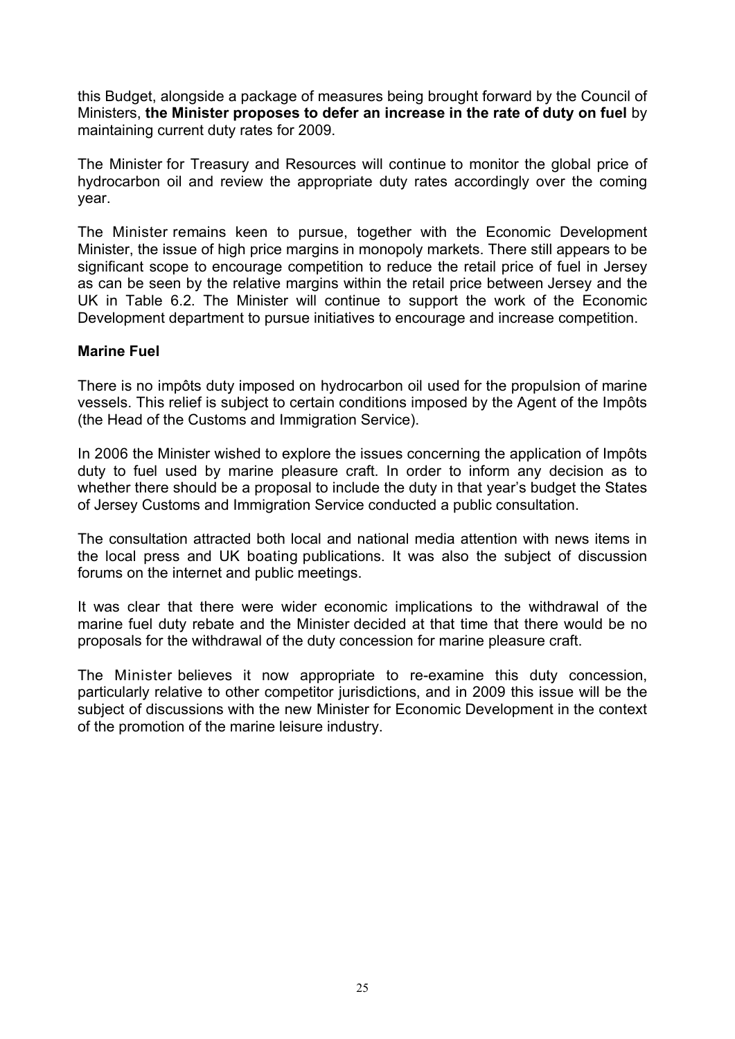this Budget, alongside a package of measures being brought forward by the Council of Ministers, **the Minister proposes to defer an increase in the rate of duty on fuel** by maintaining current duty rates for 2009.

The Minister for Treasury and Resources will continue to monitor the global price of hydrocarbon oil and review the appropriate duty rates accordingly over the coming year.

The Minister remains keen to pursue, together with the Economic Development Minister, the issue of high price margins in monopoly markets. There still appears to be significant scope to encourage competition to reduce the retail price of fuel in Jersey as can be seen by the relative margins within the retail price between Jersey and the UK in Table 6.2. The Minister will continue to support the work of the Economic Development department to pursue initiatives to encourage and increase competition.

**Marine Fuel**

There is no impôts duty imposed on hydrocarbon oil used for the propulsion of marine vessels. This relief is subject to certain conditions imposed by the Agent of the Impôts (the Head of the Customs and Immigration Service).

In 2006 the Minister wished to explore the issues concerning the application of Impôts duty to fuel used by marine pleasure craft. In order to inform any decision as to whether there should be a proposal to include the duty in that year's budget the States of Jersey Customs and Immigration Service conducted a public consultation.

The consultation attracted both local and national media attention with news items in the local press and UK boating publications. It was also the subject of discussion forums on the internet and public meetings.

It was clear that there were wider economic implications to the withdrawal of the marine fuel duty rebate and the Minister decided at that time that there would be no proposals for the withdrawal of the duty concession for marine pleasure craft.

The Minister believes it now appropriate to re-examine this duty concession, particularly relative to other competitor jurisdictions, and in 2009 this issue will be the subject of discussions with the new Minister for Economic Development in the context of the promotion of the marine leisure industry.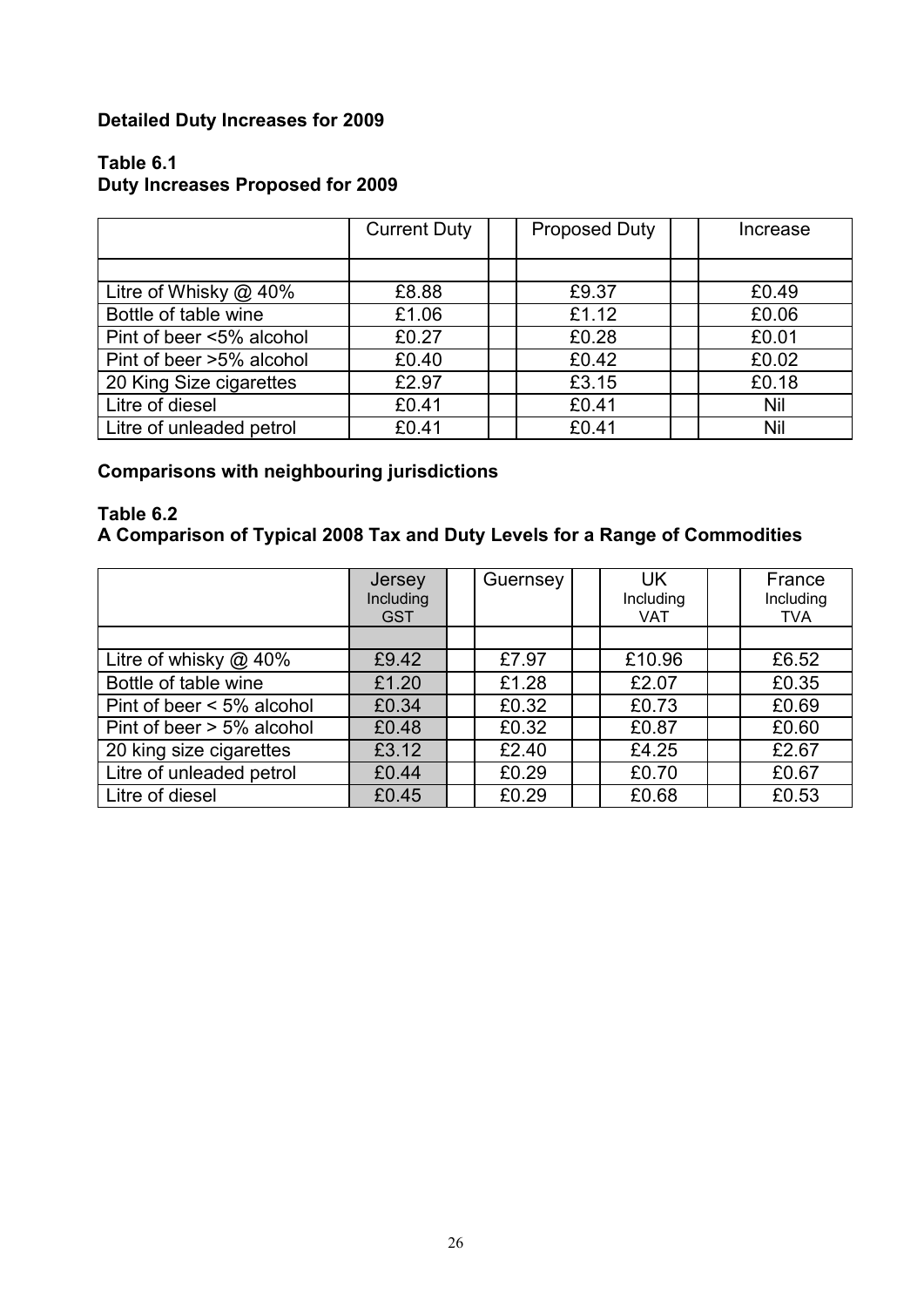**Detailed Duty Increases for 2009**

**Table 6.1**
**Duty Increases Proposed for 2009**

| | Current Duty | Proposed Duty | Increase |
|---|---|---|---|
| Litre of Whisky @ 40% | £8.88 | £9.37 | £0.49 |
| Bottle of table wine | £1.06 | £1.12 | £0.06 |
| Pint of beer <5% alcohol | £0.27 | £0.28 | £0.01 |
| Pint of beer >5% alcohol | £0.40 | £0.42 | £0.02 |
| 20 King Size cigarettes | £2.97 | £3.15 | £0.18 |
| Litre of diesel | £0.41 | £0.41 | Nil |
| Litre of unleaded petrol | £0.41 | £0.41 | Nil |

**Comparisons with neighbouring jurisdictions**

**Table 6.2**
**A Comparison of Typical 2008 Tax and Duty Levels for a Range of Commodities**

| | Jersey Including GST | Guernsey | UK Including VAT | France Including TVA |
|---|---|---|---|---|
| Litre of whisky @ 40% | £9.42 | £7.97 | £10.96 | £6.52 |
| Bottle of table wine | £1.20 | £1.28 | £2.07 | £0.35 |
| Pint of beer < 5% alcohol | £0.34 | £0.32 | £0.73 | £0.69 |
| Pint of beer > 5% alcohol | £0.48 | £0.32 | £0.87 | £0.60 |
| 20 king size cigarettes | £3.12 | £2.40 | £4.25 | £2.67 |
| Litre of unleaded petrol | £0.44 | £0.29 | £0.70 | £0.67 |
| Litre of diesel | £0.45 | £0.29 | £0.68 | £0.53 |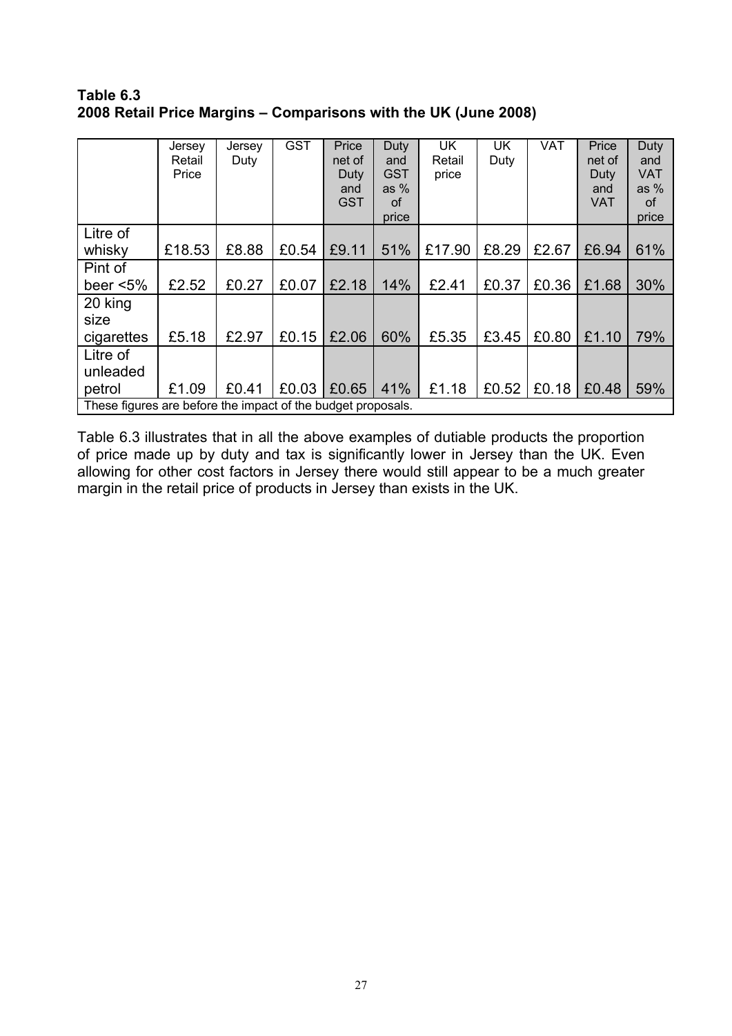**Table 6.3**
**2008 Retail Price Margins – Comparisons with the UK (June 2008)**

| | Jersey Retail Price | Jersey Duty | GST | Price net of Duty and GST | Duty and GST as % of price | UK Retail price | UK Duty | VAT | Price net of Duty and VAT | Duty and VAT as % of price |
|---|---|---|---|---|---|---|---|---|---|---|
| Litre of whisky | £18.53 | £8.88 | £0.54 | £9.11 | 51% | £17.90 | £8.29 | £2.67 | £6.94 | 61% |
| Pint of beer <5% | £2.52 | £0.27 | £0.07 | £2.18 | 14% | £2.41 | £0.37 | £0.36 | £1.68 | 30% |
| 20 king size cigarettes | £5.18 | £2.97 | £0.15 | £2.06 | 60% | £5.35 | £3.45 | £0.80 | £1.10 | 79% |
| Litre of unleaded petrol | £1.09 | £0.41 | £0.03 | £0.65 | 41% | £1.18 | £0.52 | £0.18 | £0.48 | 59% |
| These figures are before the impact of the budget proposals. | | | | | | | | | | |

Table 6.3 illustrates that in all the above examples of dutiable products the proportion of price made up by duty and tax is significantly lower in Jersey than the UK. Even allowing for other cost factors in Jersey there would still appear to be a much greater margin in the retail price of products in Jersey than exists in the UK.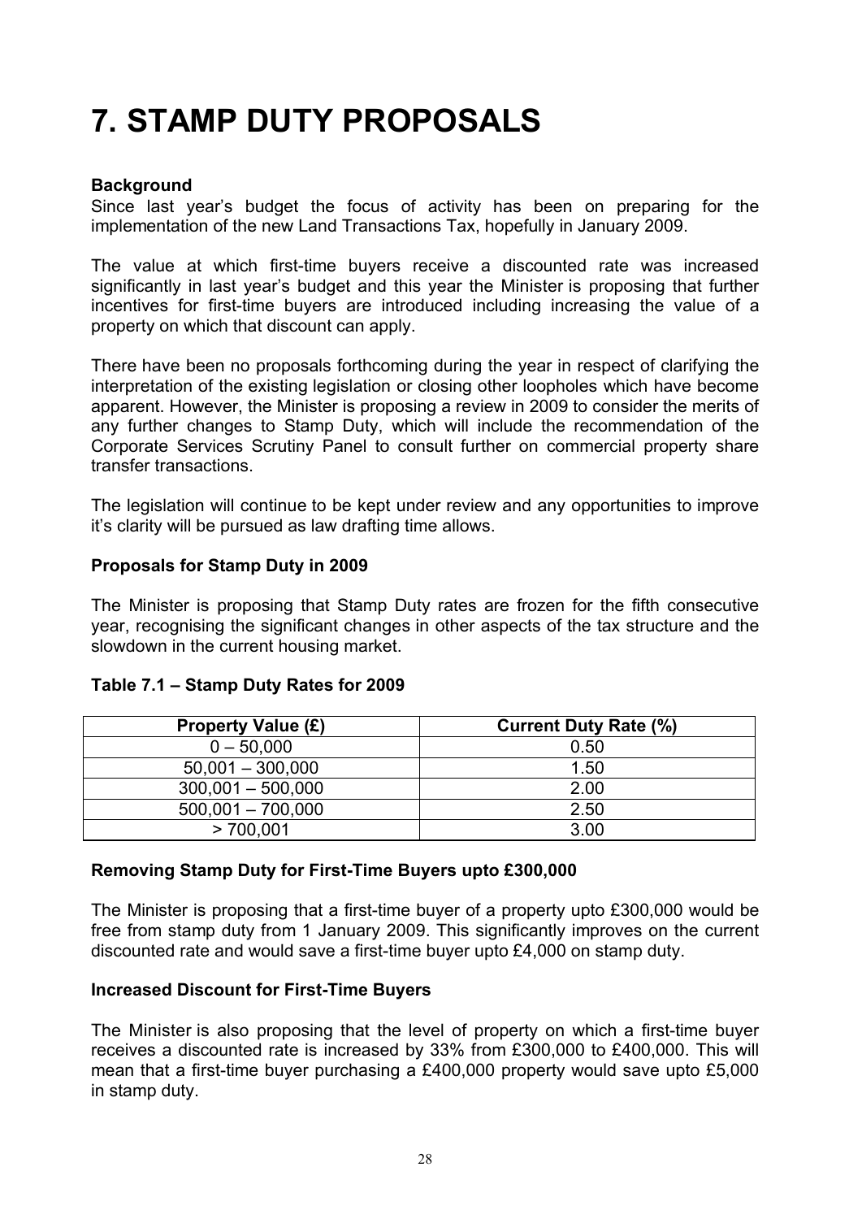# 7. STAMP DUTY PROPOSALS

**Background**

Since last year's budget the focus of activity has been on preparing for the implementation of the new Land Transactions Tax, hopefully in January 2009.

The value at which first-time buyers receive a discounted rate was increased significantly in last year's budget and this year the Minister is proposing that further incentives for first-time buyers are introduced including increasing the value of a property on which that discount can apply.

There have been no proposals forthcoming during the year in respect of clarifying the interpretation of the existing legislation or closing other loopholes which have become apparent. However, the Minister is proposing a review in 2009 to consider the merits of any further changes to Stamp Duty, which will include the recommendation of the Corporate Services Scrutiny Panel to consult further on commercial property share transfer transactions.

The legislation will continue to be kept under review and any opportunities to improve it's clarity will be pursued as law drafting time allows.

**Proposals for Stamp Duty in 2009**

The Minister is proposing that Stamp Duty rates are frozen for the fifth consecutive year, recognising the significant changes in other aspects of the tax structure and the slowdown in the current housing market.

**Table 7.1 – Stamp Duty Rates for 2009**

| Property Value (£) | Current Duty Rate (%) |
|---|---|
| 0 – 50,000 | 0.50 |
| 50,001 – 300,000 | 1.50 |
| 300,001 – 500,000 | 2.00 |
| 500,001 – 700,000 | 2.50 |
| > 700,001 | 3.00 |

**Removing Stamp Duty for First-Time Buyers upto £300,000**

The Minister is proposing that a first-time buyer of a property upto £300,000 would be free from stamp duty from 1 January 2009. This significantly improves on the current discounted rate and would save a first-time buyer upto £4,000 on stamp duty.

**Increased Discount for First-Time Buyers**

The Minister is also proposing that the level of property on which a first-time buyer receives a discounted rate is increased by 33% from £300,000 to £400,000. This will mean that a first-time buyer purchasing a £400,000 property would save upto £5,000 in stamp duty.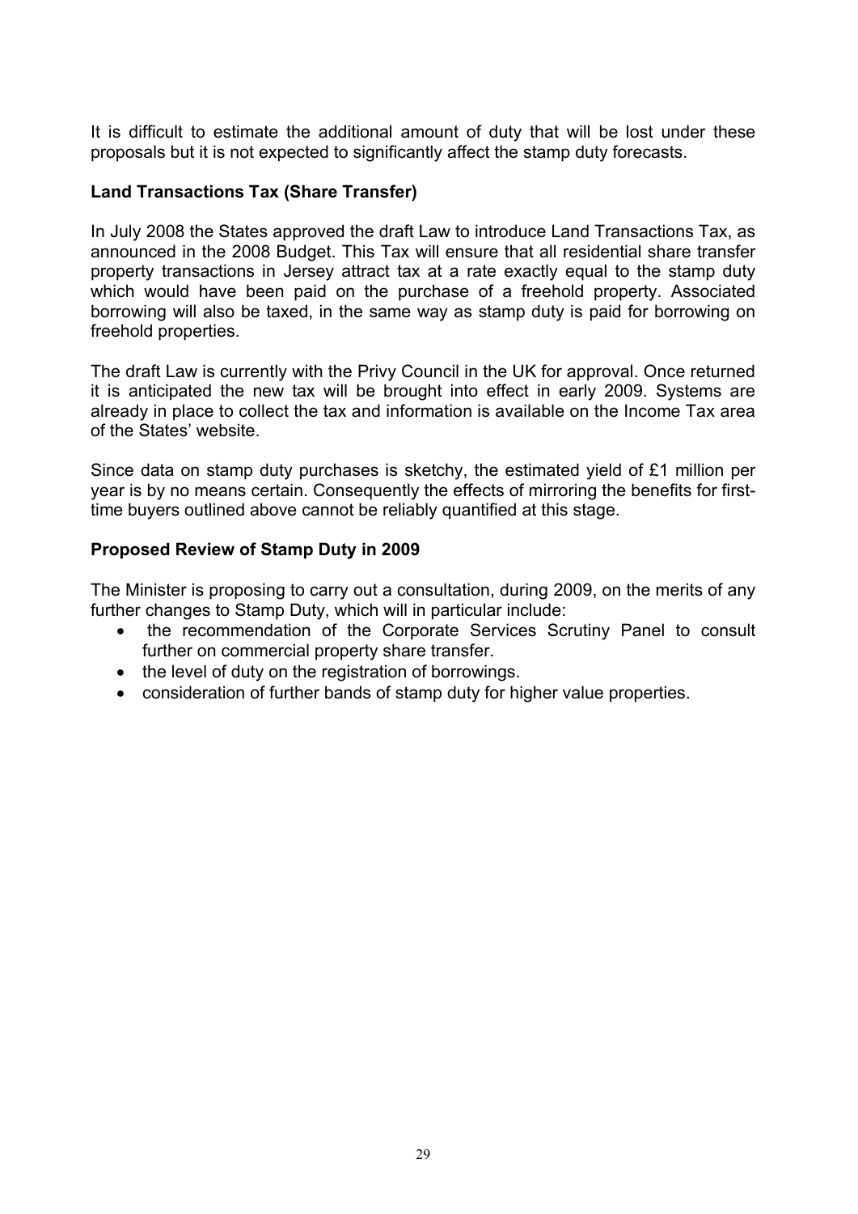It is difficult to estimate the additional amount of duty that will be lost under these proposals but it is not expected to significantly affect the stamp duty forecasts.

### Land Transactions Tax (Share Transfer)

In July 2008 the States approved the draft Law to introduce Land Transactions Tax, as announced in the 2008 Budget. This Tax will ensure that all residential share transfer property transactions in Jersey attract tax at a rate exactly equal to the stamp duty which would have been paid on the purchase of a freehold property. Associated borrowing will also be taxed, in the same way as stamp duty is paid for borrowing on freehold properties.

The draft Law is currently with the Privy Council in the UK for approval. Once returned it is anticipated the new tax will be brought into effect in early 2009. Systems are already in place to collect the tax and information is available on the Income Tax area of the States' website.

Since data on stamp duty purchases is sketchy, the estimated yield of £1 million per year is by no means certain. Consequently the effects of mirroring the benefits for first-time buyers outlined above cannot be reliably quantified at this stage.

### Proposed Review of Stamp Duty in 2009

The Minister is proposing to carry out a consultation, during 2009, on the merits of any further changes to Stamp Duty, which will in particular include:

- the recommendation of the Corporate Services Scrutiny Panel to consult further on commercial property share transfer.
- the level of duty on the registration of borrowings.
- consideration of further bands of stamp duty for higher value properties.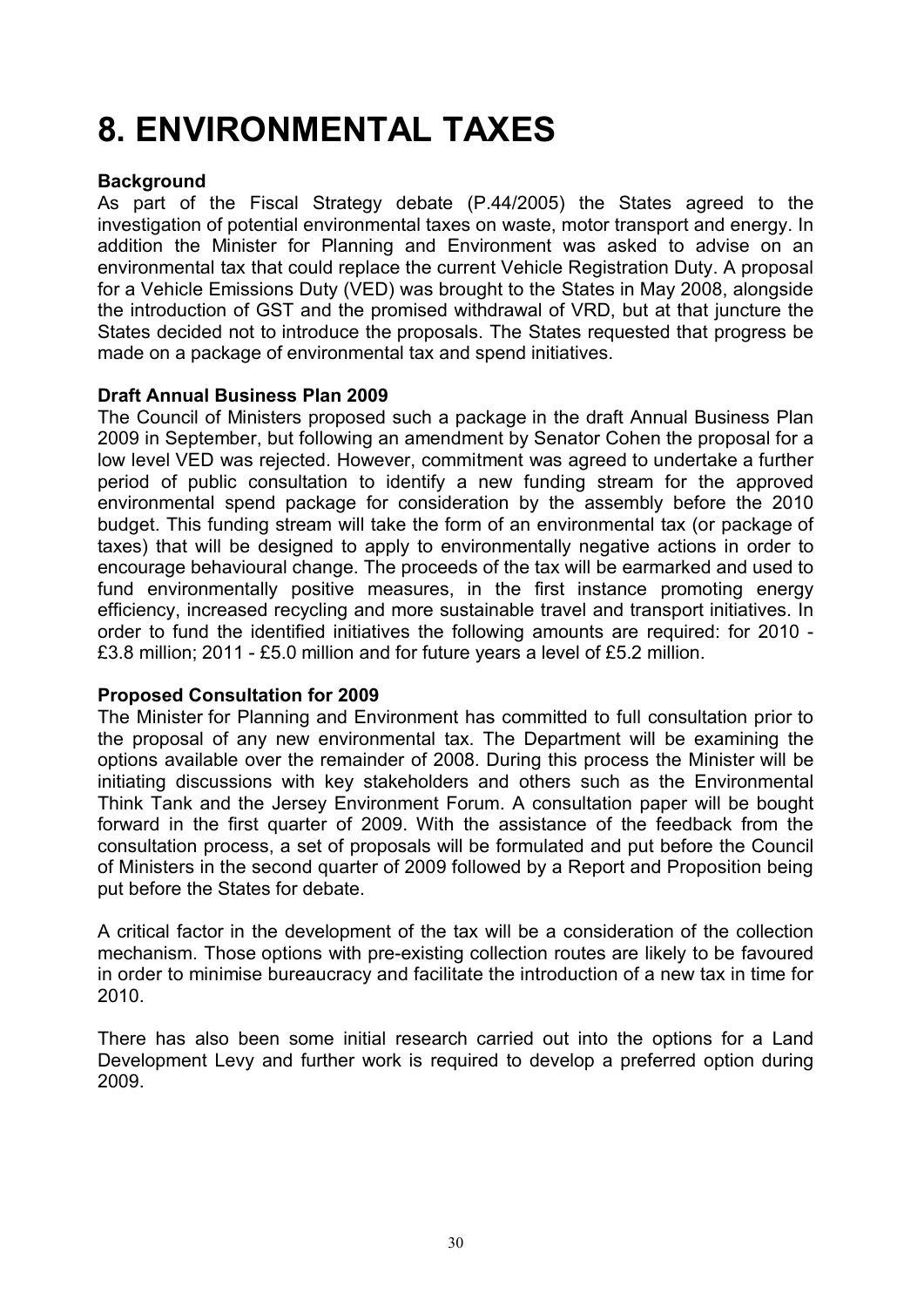# 8. ENVIRONMENTAL TAXES

**Background**

As part of the Fiscal Strategy debate (P.44/2005) the States agreed to the investigation of potential environmental taxes on waste, motor transport and energy. In addition the Minister for Planning and Environment was asked to advise on an environmental tax that could replace the current Vehicle Registration Duty. A proposal for a Vehicle Emissions Duty (VED) was brought to the States in May 2008, alongside the introduction of GST and the promised withdrawal of VRD, but at that juncture the States decided not to introduce the proposals. The States requested that progress be made on a package of environmental tax and spend initiatives.

**Draft Annual Business Plan 2009**

The Council of Ministers proposed such a package in the draft Annual Business Plan 2009 in September, but following an amendment by Senator Cohen the proposal for a low level VED was rejected. However, commitment was agreed to undertake a further period of public consultation to identify a new funding stream for the approved environmental spend package for consideration by the assembly before the 2010 budget. This funding stream will take the form of an environmental tax (or package of taxes) that will be designed to apply to environmentally negative actions in order to encourage behavioural change. The proceeds of the tax will be earmarked and used to fund environmentally positive measures, in the first instance promoting energy efficiency, increased recycling and more sustainable travel and transport initiatives. In order to fund the identified initiatives the following amounts are required: for 2010 - £3.8 million; 2011 - £5.0 million and for future years a level of £5.2 million.

**Proposed Consultation for 2009**

The Minister for Planning and Environment has committed to full consultation prior to the proposal of any new environmental tax. The Department will be examining the options available over the remainder of 2008. During this process the Minister will be initiating discussions with key stakeholders and others such as the Environmental Think Tank and the Jersey Environment Forum. A consultation paper will be bought forward in the first quarter of 2009. With the assistance of the feedback from the consultation process, a set of proposals will be formulated and put before the Council of Ministers in the second quarter of 2009 followed by a Report and Proposition being put before the States for debate.

A critical factor in the development of the tax will be a consideration of the collection mechanism. Those options with pre-existing collection routes are likely to be favoured in order to minimise bureaucracy and facilitate the introduction of a new tax in time for 2010.

There has also been some initial research carried out into the options for a Land Development Levy and further work is required to develop a preferred option during 2009.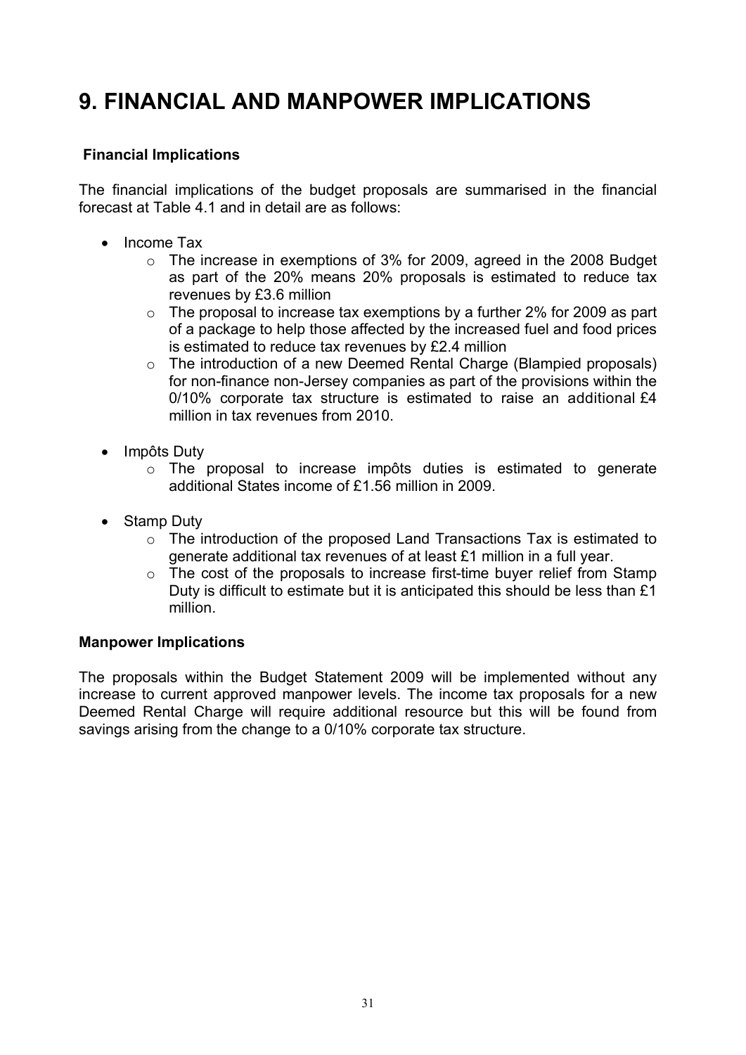# 9. FINANCIAL AND MANPOWER IMPLICATIONS

**Financial Implications**

The financial implications of the budget proposals are summarised in the financial forecast at Table 4.1 and in detail are as follows:

- Income Tax
  - The increase in exemptions of 3% for 2009, agreed in the 2008 Budget as part of the 20% means 20% proposals is estimated to reduce tax revenues by £3.6 million
  - The proposal to increase tax exemptions by a further 2% for 2009 as part of a package to help those affected by the increased fuel and food prices is estimated to reduce tax revenues by £2.4 million
  - The introduction of a new Deemed Rental Charge (Blampied proposals) for non-finance non-Jersey companies as part of the provisions within the 0/10% corporate tax structure is estimated to raise an additional £4 million in tax revenues from 2010.
- Impôts Duty
  - The proposal to increase impôts duties is estimated to generate additional States income of £1.56 million in 2009.
- Stamp Duty
  - The introduction of the proposed Land Transactions Tax is estimated to generate additional tax revenues of at least £1 million in a full year.
  - The cost of the proposals to increase first-time buyer relief from Stamp Duty is difficult to estimate but it is anticipated this should be less than £1 million.

**Manpower Implications**

The proposals within the Budget Statement 2009 will be implemented without any increase to current approved manpower levels. The income tax proposals for a new Deemed Rental Charge will require additional resource but this will be found from savings arising from the change to a 0/10% corporate tax structure.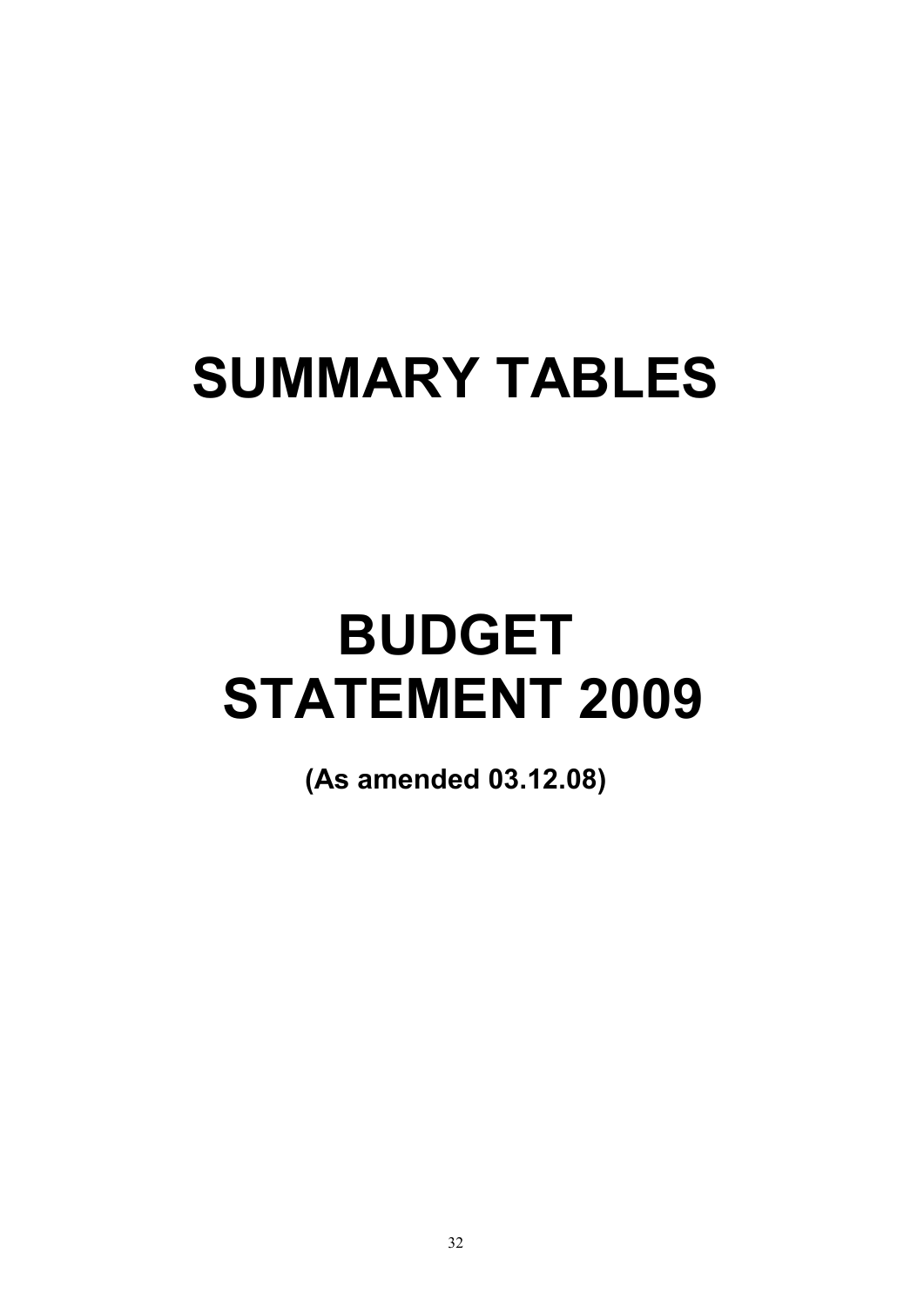# SUMMARY TABLES

# BUDGET STATEMENT 2009

**(As amended 03.12.08)**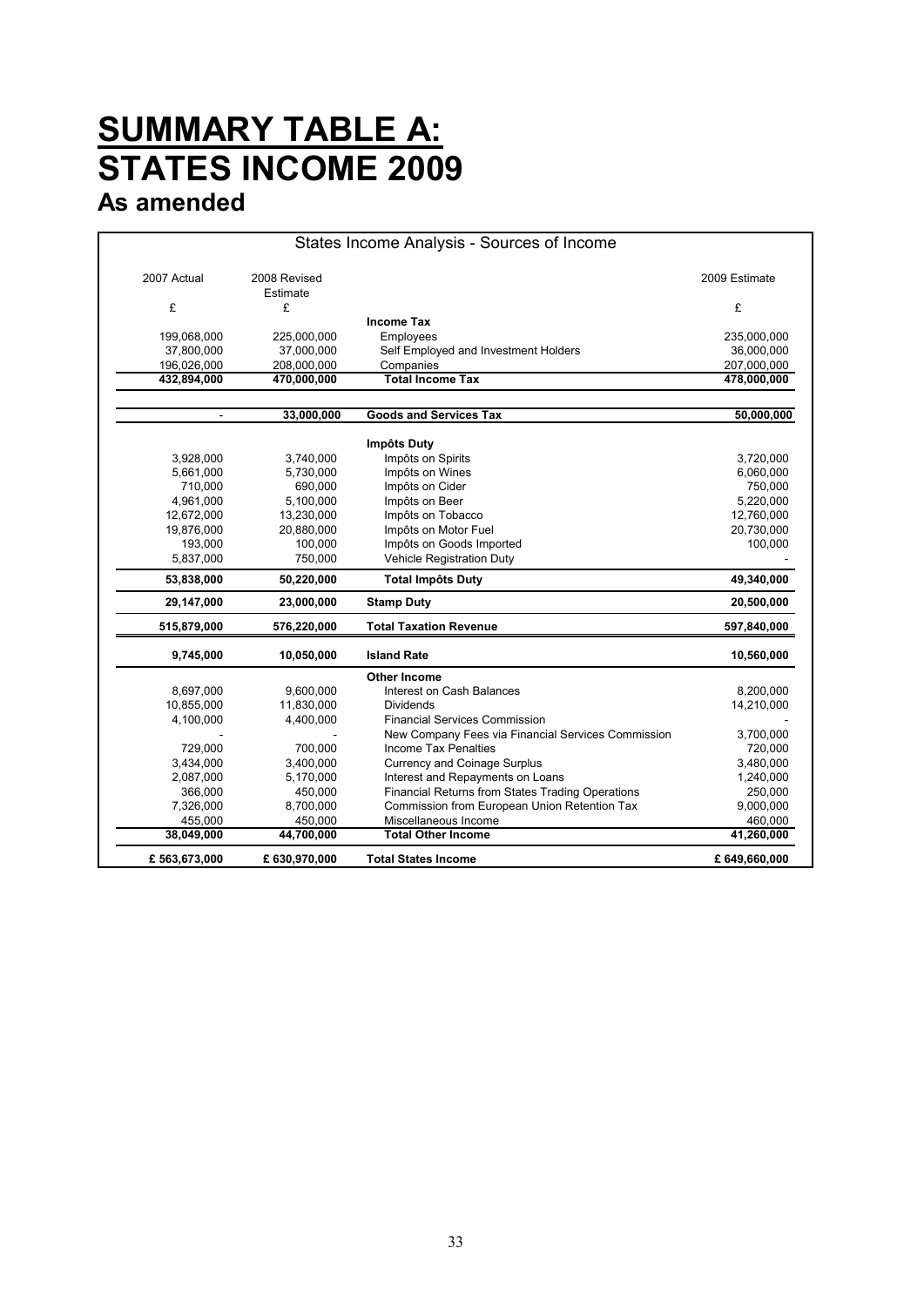# SUMMARY TABLE A: STATES INCOME 2009

## As amended

| States Income Analysis - Sources of Income | | | |
|---|---|---|---|
| 2007 Actual | 2008 Revised Estimate | | 2009 Estimate |
| £ | £ | | £ |
| | | **Income Tax** | |
| 199,068,000 | 225,000,000 | Employees | 235,000,000 |
| 37,800,000 | 37,000,000 | Self Employed and Investment Holders | 36,000,000 |
| 196,026,000 | 208,000,000 | Companies | 207,000,000 |
| **432,894,000** | **470,000,000** | **Total Income Tax** | **478,000,000** |
| - | **33,000,000** | **Goods and Services Tax** | **50,000,000** |
| | | **Impôts Duty** | |
| 3,928,000 | 3,740,000 | Impôts on Spirits | 3,720,000 |
| 5,661,000 | 5,730,000 | Impôts on Wines | 6,060,000 |
| 710,000 | 690,000 | Impôts on Cider | 750,000 |
| 4,961,000 | 5,100,000 | Impôts on Beer | 5,220,000 |
| 12,672,000 | 13,230,000 | Impôts on Tobacco | 12,760,000 |
| 19,876,000 | 20,880,000 | Impôts on Motor Fuel | 20,730,000 |
| 193,000 | 100,000 | Impôts on Goods Imported | 100,000 |
| 5,837,000 | 750,000 | Vehicle Registration Duty | - |
| **53,838,000** | **50,220,000** | **Total Impôts Duty** | **49,340,000** |
| **29,147,000** | **23,000,000** | **Stamp Duty** | **20,500,000** |
| **515,879,000** | **576,220,000** | **Total Taxation Revenue** | **597,840,000** |
| **9,745,000** | **10,050,000** | **Island Rate** | **10,560,000** |
| | | **Other Income** | |
| 8,697,000 | 9,600,000 | Interest on Cash Balances | 8,200,000 |
| 10,855,000 | 11,830,000 | Dividends | 14,210,000 |
| 4,100,000 | 4,400,000 | Financial Services Commission | - |
| - | - | New Company Fees via Financial Services Commission | 3,700,000 |
| 729,000 | 700,000 | Income Tax Penalties | 720,000 |
| 3,434,000 | 3,400,000 | Currency and Coinage Surplus | 3,480,000 |
| 2,087,000 | 5,170,000 | Interest and Repayments on Loans | 1,240,000 |
| 366,000 | 450,000 | Financial Returns from States Trading Operations | 250,000 |
| 7,326,000 | 8,700,000 | Commission from European Union Retention Tax | 9,000,000 |
| 455,000 | 450,000 | Miscellaneous Income | 460,000 |
| **38,049,000** | **44,700,000** | **Total Other Income** | **41,260,000** |
| **£ 563,673,000** | **£ 630,970,000** | **Total States Income** | **£ 649,660,000** |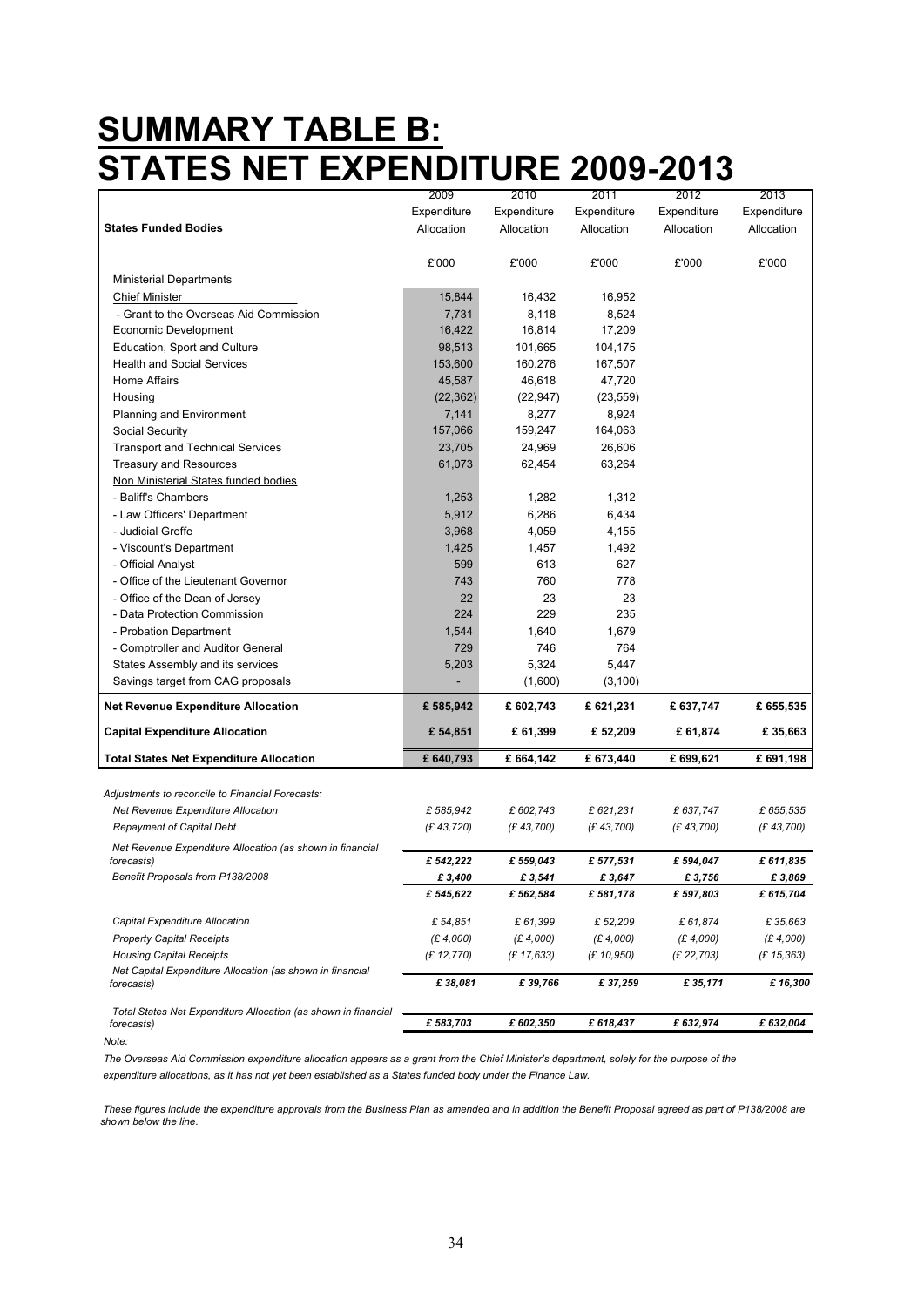# SUMMARY TABLE B: STATES NET EXPENDITURE 2009-2013

| States Funded Bodies | 2009 Expenditure Allocation | 2010 Expenditure Allocation | 2011 Expenditure Allocation | 2012 Expenditure Allocation | 2013 Expenditure Allocation |
|---|---|---|---|---|---|
| | £'000 | £'000 | £'000 | £'000 | £'000 |
| Ministerial Departments | | | | | |
| Chief Minister | 15,844 | 16,432 | 16,952 | | |
| - Grant to the Overseas Aid Commission | 7,731 | 8,118 | 8,524 | | |
| Economic Development | 16,422 | 16,814 | 17,209 | | |
| Education, Sport and Culture | 98,513 | 101,665 | 104,175 | | |
| Health and Social Services | 153,600 | 160,276 | 167,507 | | |
| Home Affairs | 45,587 | 46,618 | 47,720 | | |
| Housing | (22,362) | (22,947) | (23,559) | | |
| Planning and Environment | 7,141 | 8,277 | 8,924 | | |
| Social Security | 157,066 | 159,247 | 164,063 | | |
| Transport and Technical Services | 23,705 | 24,969 | 26,606 | | |
| Treasury and Resources | 61,073 | 62,454 | 63,264 | | |
| Non Ministerial States funded bodies | | | | | |
| - Baliff's Chambers | 1,253 | 1,282 | 1,312 | | |
| - Law Officers' Department | 5,912 | 6,286 | 6,434 | | |
| - Judicial Greffe | 3,968 | 4,059 | 4,155 | | |
| - Viscount's Department | 1,425 | 1,457 | 1,492 | | |
| - Official Analyst | 599 | 613 | 627 | | |
| - Office of the Lieutenant Governor | 743 | 760 | 778 | | |
| - Office of the Dean of Jersey | 22 | 23 | 23 | | |
| - Data Protection Commission | 224 | 229 | 235 | | |
| - Probation Department | 1,544 | 1,640 | 1,679 | | |
| - Comptroller and Auditor General | 729 | 746 | 764 | | |
| States Assembly and its services | 5,203 | 5,324 | 5,447 | | |
| Savings target from CAG proposals | - | (1,600) | (3,100) | | |
| **Net Revenue Expenditure Allocation** | **£ 585,942** | **£ 602,743** | **£ 621,231** | **£ 637,747** | **£ 655,535** |
| **Capital Expenditure Allocation** | **£ 54,851** | **£ 61,399** | **£ 52,209** | **£ 61,874** | **£ 35,663** |
| **Total States Net Expenditure Allocation** | **£ 640,793** | **£ 664,142** | **£ 673,440** | **£ 699,621** | **£ 691,198** |

| *Adjustments to reconcile to Financial Forecasts:* | | | | | |
|---|---|---|---|---|---|
| *Net Revenue Expenditure Allocation* | *£ 585,942* | *£ 602,743* | *£ 621,231* | *£ 637,747* | *£ 655,535* |
| *Repayment of Capital Debt* | *(£ 43,720)* | *(£ 43,700)* | *(£ 43,700)* | *(£ 43,700)* | *(£ 43,700)* |
| *Net Revenue Expenditure Allocation (as shown in financial forecasts)* | ***£ 542,222*** | ***£ 559,043*** | ***£ 577,531*** | ***£ 594,047*** | ***£ 611,835*** |
| *Benefit Proposals from P138/2008* | ***£ 3,400*** | ***£ 3,541*** | ***£ 3,647*** | ***£ 3,756*** | ***£ 3,869*** |
| | ***£ 545,622*** | ***£ 562,584*** | ***£ 581,178*** | ***£ 597,803*** | ***£ 615,704*** |
| *Capital Expenditure Allocation* | *£ 54,851* | *£ 61,399* | *£ 52,209* | *£ 61,874* | *£ 35,663* |
| *Property Capital Receipts* | *(£ 4,000)* | *(£ 4,000)* | *(£ 4,000)* | *(£ 4,000)* | *(£ 4,000)* |
| *Housing Capital Receipts* | *(£ 12,770)* | *(£ 17,633)* | *(£ 10,950)* | *(£ 22,703)* | *(£ 15,363)* |
| *Net Capital Expenditure Allocation (as shown in financial forecasts)* | ***£ 38,081*** | ***£ 39,766*** | ***£ 37,259*** | ***£ 35,171*** | ***£ 16,300*** |
| *Total States Net Expenditure Allocation (as shown in financial forecasts)* | ***£ 583,703*** | ***£ 602,350*** | ***£ 618,437*** | ***£ 632,974*** | ***£ 632,004*** |

*Note:*

*The Overseas Aid Commission expenditure allocation appears as a grant from the Chief Minister's department, solely for the purpose of the expenditure allocations, as it has not yet been established as a States funded body under the Finance Law.*

*These figures include the expenditure approvals from the Business Plan as amended and in addition the Benefit Proposal agreed as part of P138/2008 are shown below the line.*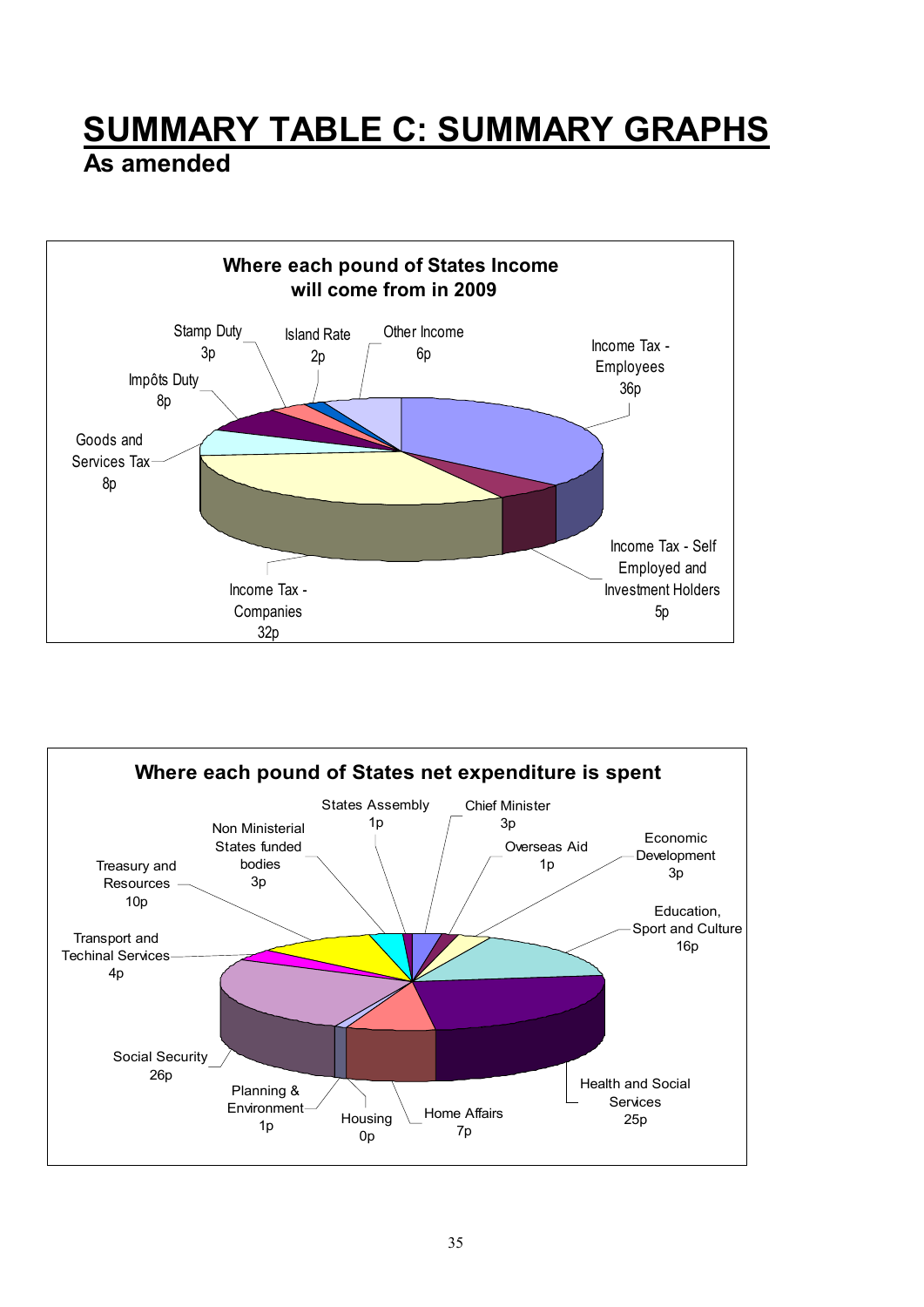# SUMMARY TABLE C: SUMMARY GRAPHS

## As amended

**Where each pound of States Income will come from in 2009**

| Source | Amount |
|---|---|
| Income Tax - Employees | 36p |
| Income Tax - Self Employed and Investment Holders | 5p |
| Income Tax - Companies | 32p |
| Goods and Services Tax | 8p |
| Impôts Duty | 8p |
| Stamp Duty | 3p |
| Island Rate | 2p |
| Other Income | 6p |

**Where each pound of States net expenditure is spent**

| Department | Amount |
|---|---|
| States Assembly | 1p |
| Chief Minister | 3p |
| Overseas Aid | 1p |
| Economic Development | 3p |
| Education, Sport and Culture | 16p |
| Health and Social Services | 25p |
| Home Affairs | 7p |
| Housing | 0p |
| Planning & Environment | 1p |
| Social Security | 26p |
| Transport and Techinal Services | 4p |
| Treasury and Resources | 10p |
| Non Ministerial States funded bodies | 3p |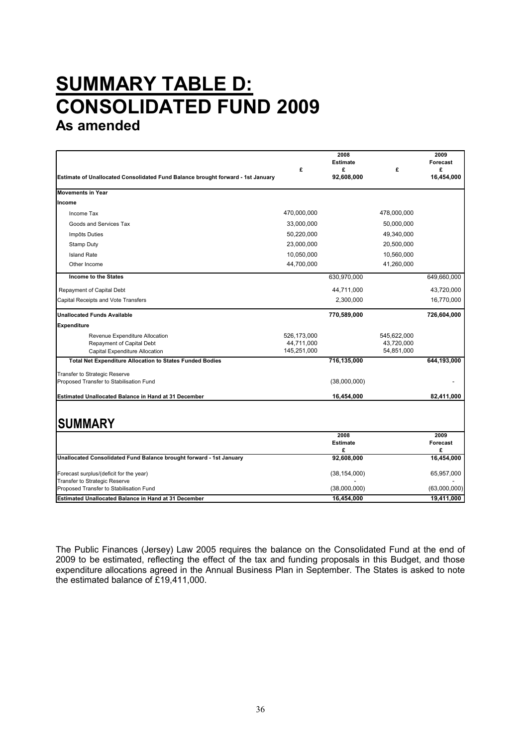# SUMMARY TABLE D:
# CONSOLIDATED FUND 2009
## As amended

| | £ | 2008 Estimate £ | £ | 2009 Forecast £ |
|---|---|---|---|---|
| **Estimate of Unallocated Consolidated Fund Balance brought forward - 1st January** | | **92,608,000** | | **16,454,000** |
| **Movements in Year** | | | | |
| **Income** | | | | |
| Income Tax | 470,000,000 | | 478,000,000 | |
| Goods and Services Tax | 33,000,000 | | 50,000,000 | |
| Impôts Duties | 50,220,000 | | 49,340,000 | |
| Stamp Duty | 23,000,000 | | 20,500,000 | |
| Island Rate | 10,050,000 | | 10,560,000 | |
| Other Income | 44,700,000 | | 41,260,000 | |
| **Income to the States** | | 630,970,000 | | 649,660,000 |
| Repayment of Capital Debt | | 44,711,000 | | 43,720,000 |
| Capital Receipts and Vote Transfers | | 2,300,000 | | 16,770,000 |
| **Unallocated Funds Available** | | **770,589,000** | | **726,604,000** |
| **Expenditure** | | | | |
| Revenue Expenditure Allocation | 526,173,000 | | 545,622,000 | |
| Repayment of Capital Debt | 44,711,000 | | 43,720,000 | |
| Capital Expenditure Allocation | 145,251,000 | | 54,851,000 | |
| **Total Net Expenditure Allocation to States Funded Bodies** | | **716,135,000** | | **644,193,000** |
| Transfer to Strategic Reserve | | | | |
| Proposed Transfer to Stabilisation Fund | | (38,000,000) | | - |
| **Estimated Unallocated Balance in Hand at 31 December** | | **16,454,000** | | **82,411,000** |

# SUMMARY

| | 2008 Estimate £ | 2009 Forecast £ |
|---|---|---|
| **Unallocated Consolidated Fund Balance brought forward - 1st January** | **92,608,000** | **16,454,000** |
| Forecast surplus/(deficit for the year) | (38,154,000) | 65,957,000 |
| Transfer to Strategic Reserve | - | - |
| Proposed Transfer to Stabilisation Fund | (38,000,000) | (63,000,000) |
| **Estimated Unallocated Balance in Hand at 31 December** | **16,454,000** | **19,411,000** |

The Public Finances (Jersey) Law 2005 requires the balance on the Consolidated Fund at the end of 2009 to be estimated, reflecting the effect of the tax and funding proposals in this Budget, and those expenditure allocations agreed in the Annual Business Plan in September. The States is asked to note the estimated balance of £19,411,000.